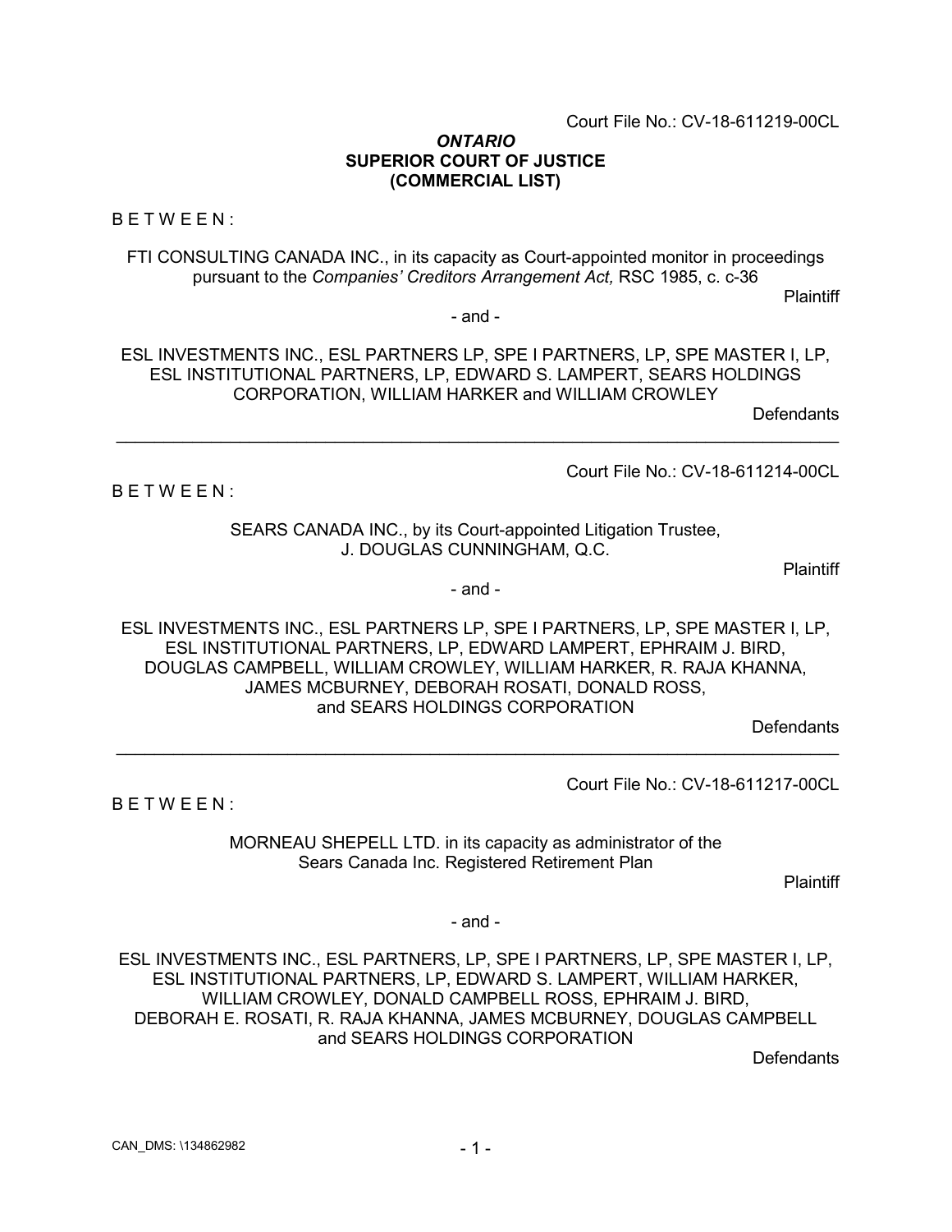Court File No.: CV-18-611219-00CL

***ONTARIO***
**SUPERIOR COURT OF JUSTICE**
**(COMMERCIAL LIST)**

B E T W E E N :

FTI CONSULTING CANADA INC., in its capacity as Court-appointed monitor in proceedings pursuant to the *Companies' Creditors Arrangement Act,* RSC 1985, c. c-36

Plaintiff

- and -

ESL INVESTMENTS INC., ESL PARTNERS LP, SPE I PARTNERS, LP, SPE MASTER I, LP, ESL INSTITUTIONAL PARTNERS, LP, EDWARD S. LAMPERT, SEARS HOLDINGS CORPORATION, WILLIAM HARKER and WILLIAM CROWLEY

Defendants

---

Court File No.: CV-18-611214-00CL

B E T W E E N :

SEARS CANADA INC., by its Court-appointed Litigation Trustee, J. DOUGLAS CUNNINGHAM, Q.C.

Plaintiff

- and -

ESL INVESTMENTS INC., ESL PARTNERS LP, SPE I PARTNERS, LP, SPE MASTER I, LP, ESL INSTITUTIONAL PARTNERS, LP, EDWARD LAMPERT, EPHRAIM J. BIRD, DOUGLAS CAMPBELL, WILLIAM CROWLEY, WILLIAM HARKER, R. RAJA KHANNA, JAMES MCBURNEY, DEBORAH ROSATI, DONALD ROSS, and SEARS HOLDINGS CORPORATION

Defendants

---

Court File No.: CV-18-611217-00CL

B E T W E E N :

MORNEAU SHEPELL LTD. in its capacity as administrator of the Sears Canada Inc. Registered Retirement Plan

Plaintiff

- and -

ESL INVESTMENTS INC., ESL PARTNERS, LP, SPE I PARTNERS, LP, SPE MASTER I, LP, ESL INSTITUTIONAL PARTNERS, LP, EDWARD S. LAMPERT, WILLIAM HARKER, WILLIAM CROWLEY, DONALD CAMPBELL ROSS, EPHRAIM J. BIRD, DEBORAH E. ROSATI, R. RAJA KHANNA, JAMES MCBURNEY, DOUGLAS CAMPBELL and SEARS HOLDINGS CORPORATION

Defendants

CAN_DMS: \134862982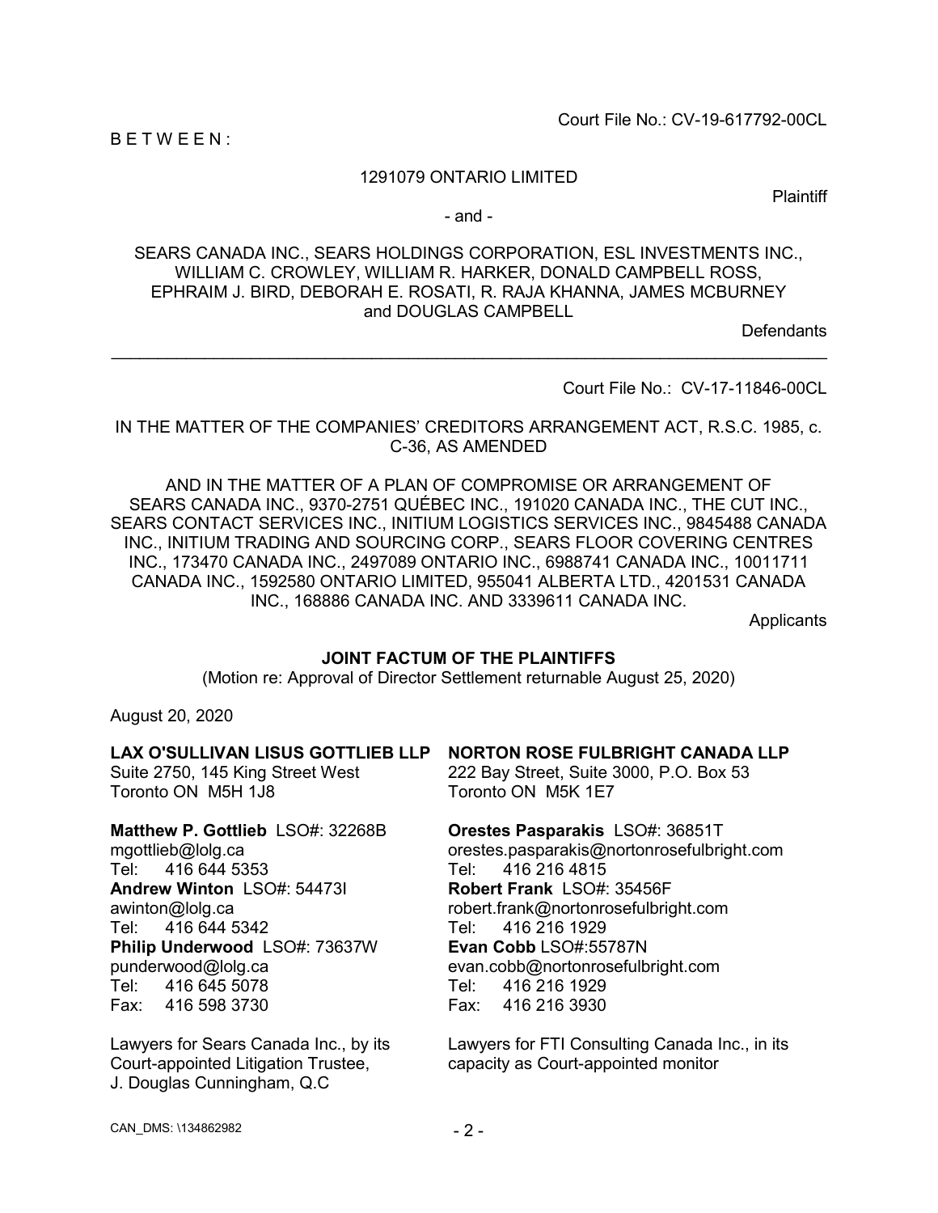Court File No.: CV-19-617792-00CL

B E T W E E N :

1291079 ONTARIO LIMITED

Plaintiff

- and -

SEARS CANADA INC., SEARS HOLDINGS CORPORATION, ESL INVESTMENTS INC., WILLIAM C. CROWLEY, WILLIAM R. HARKER, DONALD CAMPBELL ROSS, EPHRAIM J. BIRD, DEBORAH E. ROSATI, R. RAJA KHANNA, JAMES MCBURNEY and DOUGLAS CAMPBELL

Defendants

---

Court File No.: CV-17-11846-00CL

IN THE MATTER OF THE COMPANIES' CREDITORS ARRANGEMENT ACT, R.S.C. 1985, c. C-36, AS AMENDED

AND IN THE MATTER OF A PLAN OF COMPROMISE OR ARRANGEMENT OF SEARS CANADA INC., 9370-2751 QUÉBEC INC., 191020 CANADA INC., THE CUT INC., SEARS CONTACT SERVICES INC., INITIUM LOGISTICS SERVICES INC., 9845488 CANADA INC., INITIUM TRADING AND SOURCING CORP., SEARS FLOOR COVERING CENTRES INC., 173470 CANADA INC., 2497089 ONTARIO INC., 6988741 CANADA INC., 10011711 CANADA INC., 1592580 ONTARIO LIMITED, 955041 ALBERTA LTD., 4201531 CANADA INC., 168886 CANADA INC. AND 3339611 CANADA INC.

Applicants

**JOINT FACTUM OF THE PLAINTIFFS**

(Motion re: Approval of Director Settlement returnable August 25, 2020)

August 20, 2020

**LAX O'SULLIVAN LISUS GOTTLIEB LLP**
Suite 2750, 145 King Street West
Toronto ON M5H 1J8

**Matthew P. Gottlieb** LSO#: 32268B
mgottlieb@lolg.ca
Tel: 416 644 5353
**Andrew Winton** LSO#: 54473I
awinton@lolg.ca
Tel: 416 644 5342
**Philip Underwood** LSO#: 73637W
punderwood@lolg.ca
Tel: 416 645 5078
Fax: 416 598 3730

Lawyers for Sears Canada Inc., by its Court-appointed Litigation Trustee, J. Douglas Cunningham, Q.C

**NORTON ROSE FULBRIGHT CANADA LLP**
222 Bay Street, Suite 3000, P.O. Box 53
Toronto ON M5K 1E7

**Orestes Pasparakis** LSO#: 36851T
orestes.pasparakis@nortonrosefulbright.com
Tel: 416 216 4815
**Robert Frank** LSO#: 35456F
robert.frank@nortonrosefulbright.com
Tel: 416 216 1929
**Evan Cobb** LSO#:55787N
evan.cobb@nortonrosefulbright.com
Tel: 416 216 1929
Fax: 416 216 3930

Lawyers for FTI Consulting Canada Inc., in its capacity as Court-appointed monitor

CAN_DMS: \134862982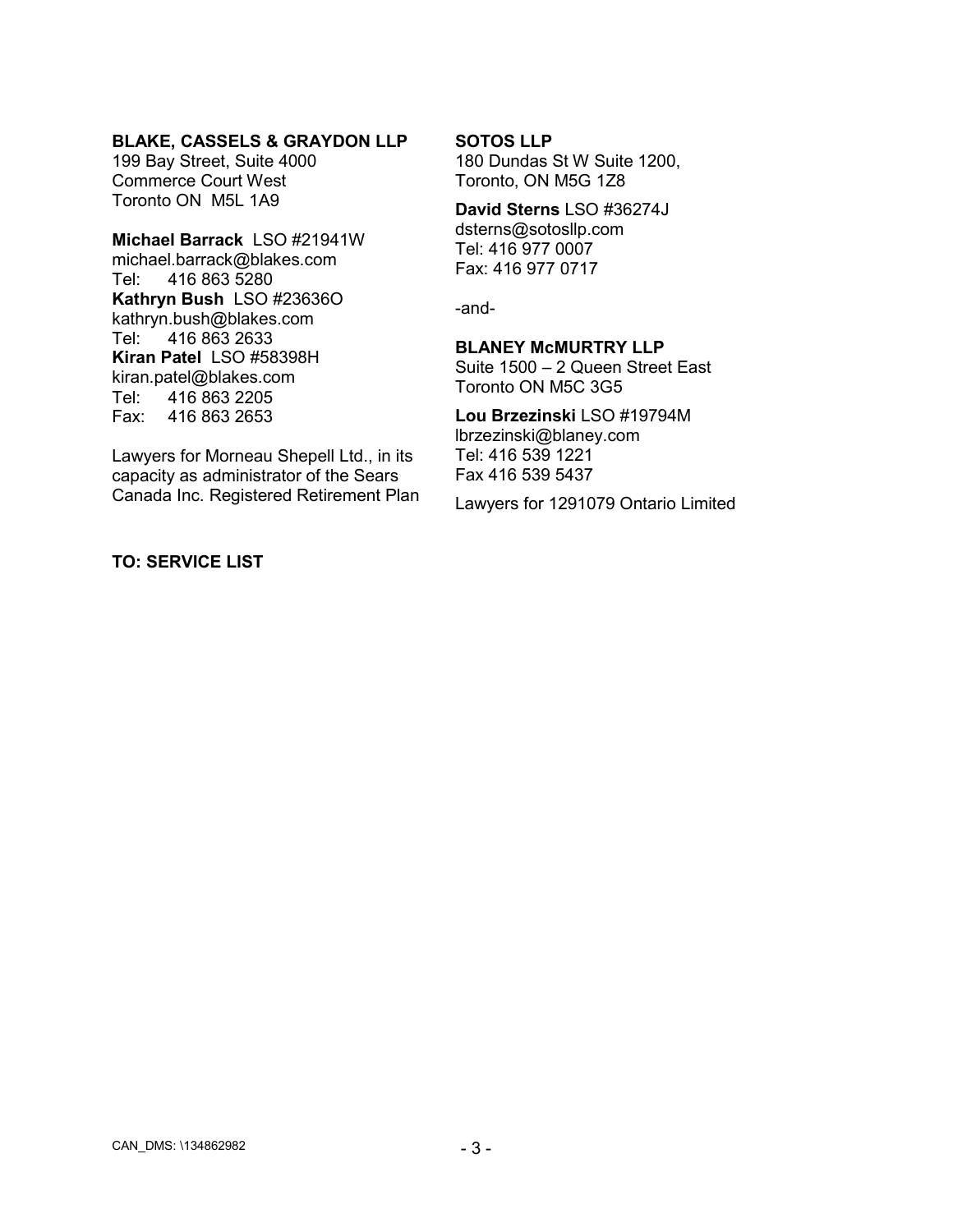**BLAKE, CASSELS & GRAYDON LLP**
199 Bay Street, Suite 4000
Commerce Court West
Toronto ON M5L 1A9

**Michael Barrack** LSO #21941W
michael.barrack@blakes.com
Tel: 416 863 5280
**Kathryn Bush** LSO #23636O
kathryn.bush@blakes.com
Tel: 416 863 2633
**Kiran Patel** LSO #58398H
kiran.patel@blakes.com
Tel: 416 863 2205
Fax: 416 863 2653

Lawyers for Morneau Shepell Ltd., in its capacity as administrator of the Sears Canada Inc. Registered Retirement Plan

**SOTOS LLP**
180 Dundas St W Suite 1200,
Toronto, ON M5G 1Z8

**David Sterns** LSO #36274J
dsterns@sotosllp.com
Tel: 416 977 0007
Fax: 416 977 0717

-and-

**BLANEY McMURTRY LLP**
Suite 1500 – 2 Queen Street East
Toronto ON M5C 3G5

**Lou Brzezinski** LSO #19794M
lbrzezinski@blaney.com
Tel: 416 539 1221
Fax 416 539 5437

Lawyers for 1291079 Ontario Limited

**TO: SERVICE LIST**

CAN_DMS: \134862982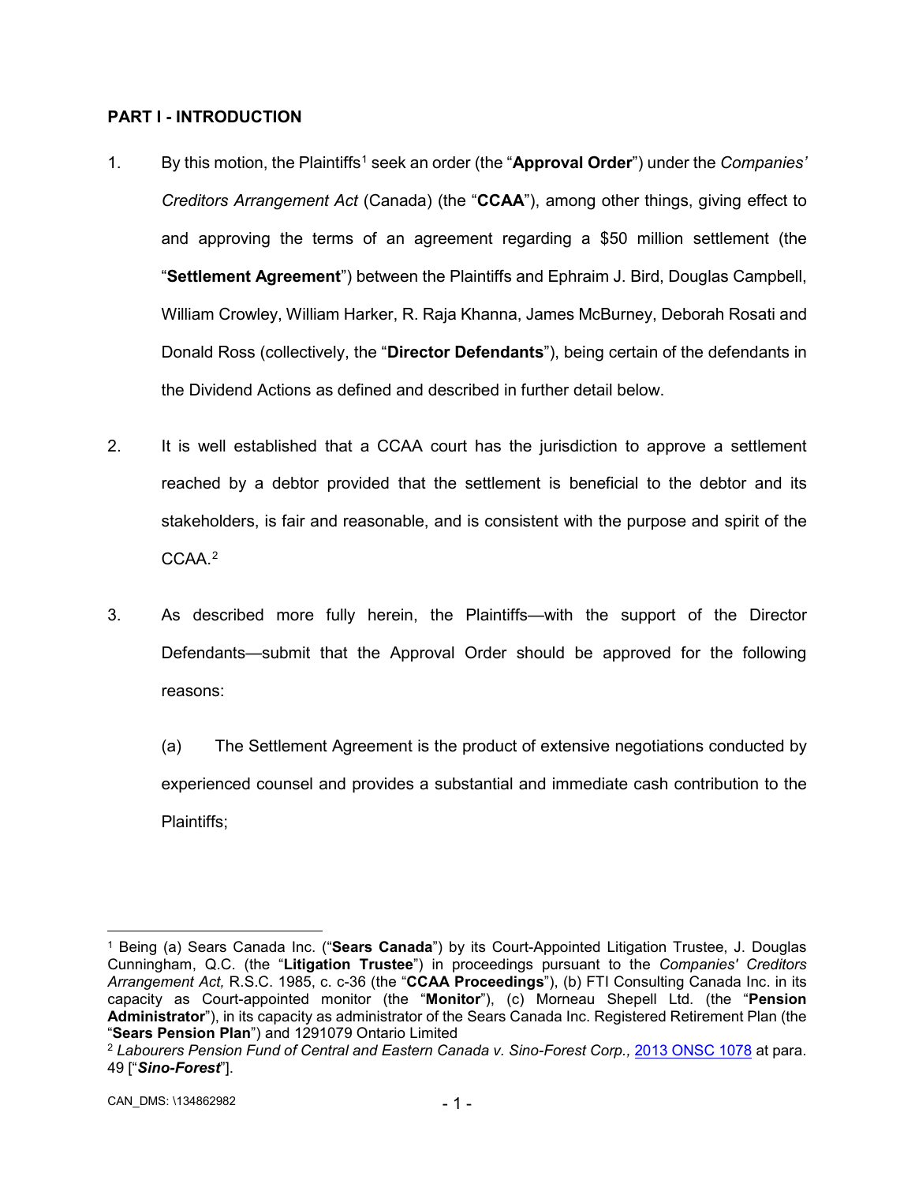## PART I - INTRODUCTION

1. By this motion, the Plaintiffs[1] seek an order (the "**Approval Order**") under the *Companies' Creditors Arrangement Act* (Canada) (the "**CCAA**"), among other things, giving effect to and approving the terms of an agreement regarding a $50 million settlement (the "**Settlement Agreement**") between the Plaintiffs and Ephraim J. Bird, Douglas Campbell, William Crowley, William Harker, R. Raja Khanna, James McBurney, Deborah Rosati and Donald Ross (collectively, the "**Director Defendants**"), being certain of the defendants in the Dividend Actions as defined and described in further detail below.

2. It is well established that a CCAA court has the jurisdiction to approve a settlement reached by a debtor provided that the settlement is beneficial to the debtor and its stakeholders, is fair and reasonable, and is consistent with the purpose and spirit of the CCAA.[2]

3. As described more fully herein, the Plaintiffs—with the support of the Director Defendants—submit that the Approval Order should be approved for the following reasons:

   (a) The Settlement Agreement is the product of extensive negotiations conducted by experienced counsel and provides a substantial and immediate cash contribution to the Plaintiffs;

---

[1] Being (a) Sears Canada Inc. ("**Sears Canada**") by its Court-Appointed Litigation Trustee, J. Douglas Cunningham, Q.C. (the "**Litigation Trustee**") in proceedings pursuant to the *Companies' Creditors Arrangement Act,* R.S.C. 1985, c. c-36 (the "**CCAA Proceedings**"), (b) FTI Consulting Canada Inc. in its capacity as Court-appointed monitor (the "**Monitor**"), (c) Morneau Shepell Ltd. (the "**Pension Administrator**"), in its capacity as administrator of the Sears Canada Inc. Registered Retirement Plan (the "**Sears Pension Plan**") and 1291079 Ontario Limited

[2] *Labourers Pension Fund of Central and Eastern Canada v. Sino-Forest Corp.,* 2013 ONSC 1078 at para. 49 ["***Sino-Forest***"].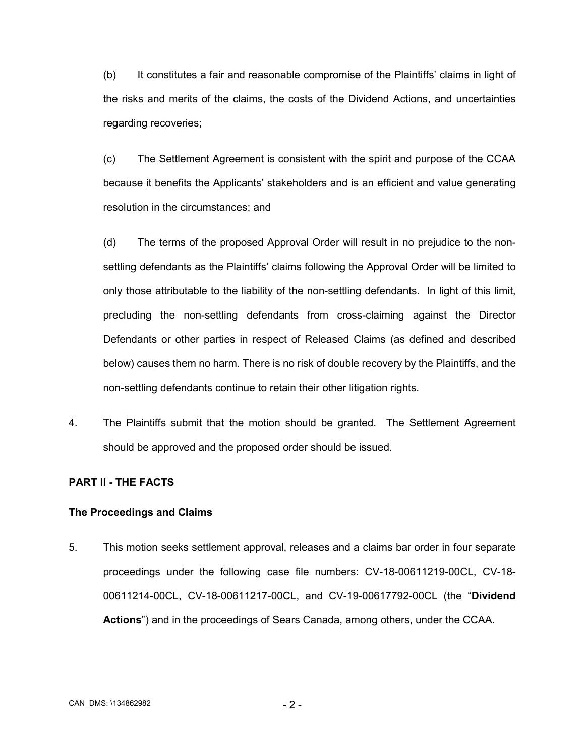(b) It constitutes a fair and reasonable compromise of the Plaintiffs' claims in light of the risks and merits of the claims, the costs of the Dividend Actions, and uncertainties regarding recoveries;

(c) The Settlement Agreement is consistent with the spirit and purpose of the CCAA because it benefits the Applicants' stakeholders and is an efficient and value generating resolution in the circumstances; and

(d) The terms of the proposed Approval Order will result in no prejudice to the non-settling defendants as the Plaintiffs' claims following the Approval Order will be limited to only those attributable to the liability of the non-settling defendants. In light of this limit, precluding the non-settling defendants from cross-claiming against the Director Defendants or other parties in respect of Released Claims (as defined and described below) causes them no harm. There is no risk of double recovery by the Plaintiffs, and the non-settling defendants continue to retain their other litigation rights.

4. The Plaintiffs submit that the motion should be granted. The Settlement Agreement should be approved and the proposed order should be issued.

## PART II - THE FACTS

### The Proceedings and Claims

5. This motion seeks settlement approval, releases and a claims bar order in four separate proceedings under the following case file numbers: CV-18-00611219-00CL, CV-18-00611214-00CL, CV-18-00611217-00CL, and CV-19-00617792-00CL (the "**Dividend Actions**") and in the proceedings of Sears Canada, among others, under the CCAA.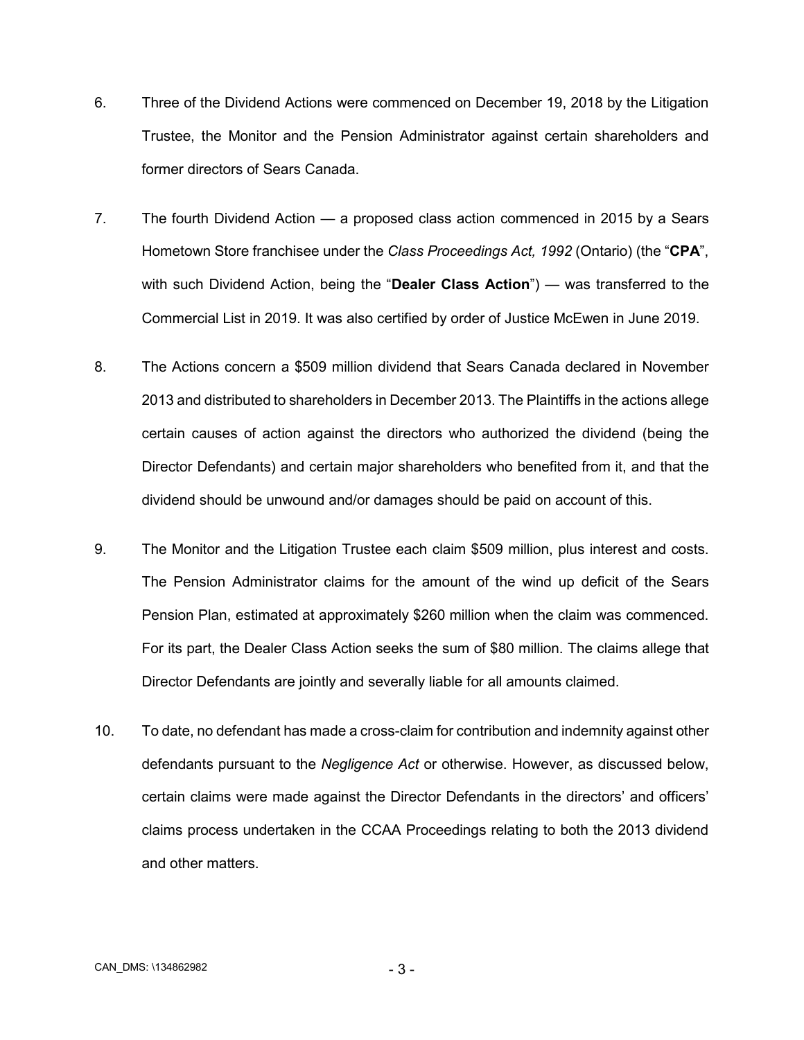6. Three of the Dividend Actions were commenced on December 19, 2018 by the Litigation Trustee, the Monitor and the Pension Administrator against certain shareholders and former directors of Sears Canada.

7. The fourth Dividend Action — a proposed class action commenced in 2015 by a Sears Hometown Store franchisee under the *Class Proceedings Act, 1992* (Ontario) (the "**CPA**", with such Dividend Action, being the "**Dealer Class Action**") — was transferred to the Commercial List in 2019. It was also certified by order of Justice McEwen in June 2019.

8. The Actions concern a $509 million dividend that Sears Canada declared in November 2013 and distributed to shareholders in December 2013. The Plaintiffs in the actions allege certain causes of action against the directors who authorized the dividend (being the Director Defendants) and certain major shareholders who benefited from it, and that the dividend should be unwound and/or damages should be paid on account of this.

9. The Monitor and the Litigation Trustee each claim $509 million, plus interest and costs. The Pension Administrator claims for the amount of the wind up deficit of the Sears Pension Plan, estimated at approximately $260 million when the claim was commenced. For its part, the Dealer Class Action seeks the sum of $80 million. The claims allege that Director Defendants are jointly and severally liable for all amounts claimed.

10. To date, no defendant has made a cross-claim for contribution and indemnity against other defendants pursuant to the *Negligence Act* or otherwise. However, as discussed below, certain claims were made against the Director Defendants in the directors' and officers' claims process undertaken in the CCAA Proceedings relating to both the 2013 dividend and other matters.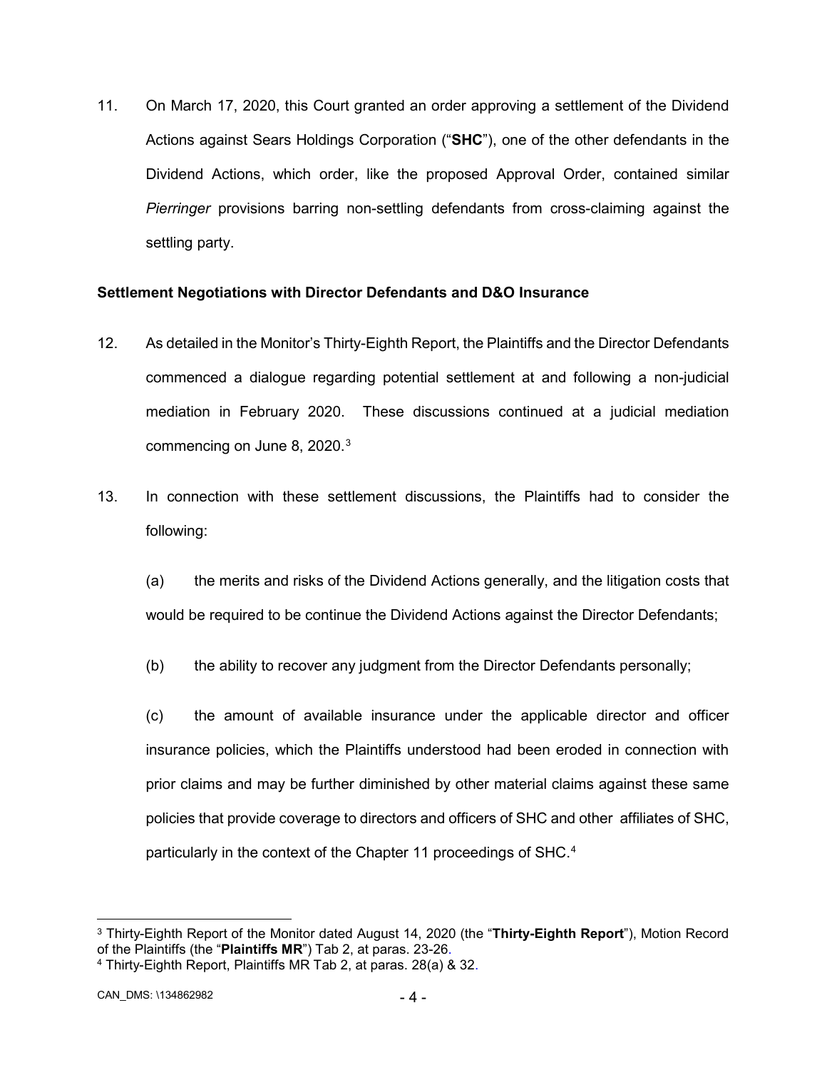11. On March 17, 2020, this Court granted an order approving a settlement of the Dividend Actions against Sears Holdings Corporation ("**SHC**"), one of the other defendants in the Dividend Actions, which order, like the proposed Approval Order, contained similar *Pierringer* provisions barring non-settling defendants from cross-claiming against the settling party.

**Settlement Negotiations with Director Defendants and D&O Insurance**

12. As detailed in the Monitor's Thirty-Eighth Report, the Plaintiffs and the Director Defendants commenced a dialogue regarding potential settlement at and following a non-judicial mediation in February 2020. These discussions continued at a judicial mediation commencing on June 8, 2020.[3]

13. In connection with these settlement discussions, the Plaintiffs had to consider the following:

(a) the merits and risks of the Dividend Actions generally, and the litigation costs that would be required to be continue the Dividend Actions against the Director Defendants;

(b) the ability to recover any judgment from the Director Defendants personally;

(c) the amount of available insurance under the applicable director and officer insurance policies, which the Plaintiffs understood had been eroded in connection with prior claims and may be further diminished by other material claims against these same policies that provide coverage to directors and officers of SHC and other affiliates of SHC, particularly in the context of the Chapter 11 proceedings of SHC.[4]

---

[3] Thirty-Eighth Report of the Monitor dated August 14, 2020 (the "**Thirty-Eighth Report**"), Motion Record of the Plaintiffs (the "**Plaintiffs MR**") Tab 2, at paras. 23-26.

[4] Thirty-Eighth Report, Plaintiffs MR Tab 2, at paras. 28(a) & 32.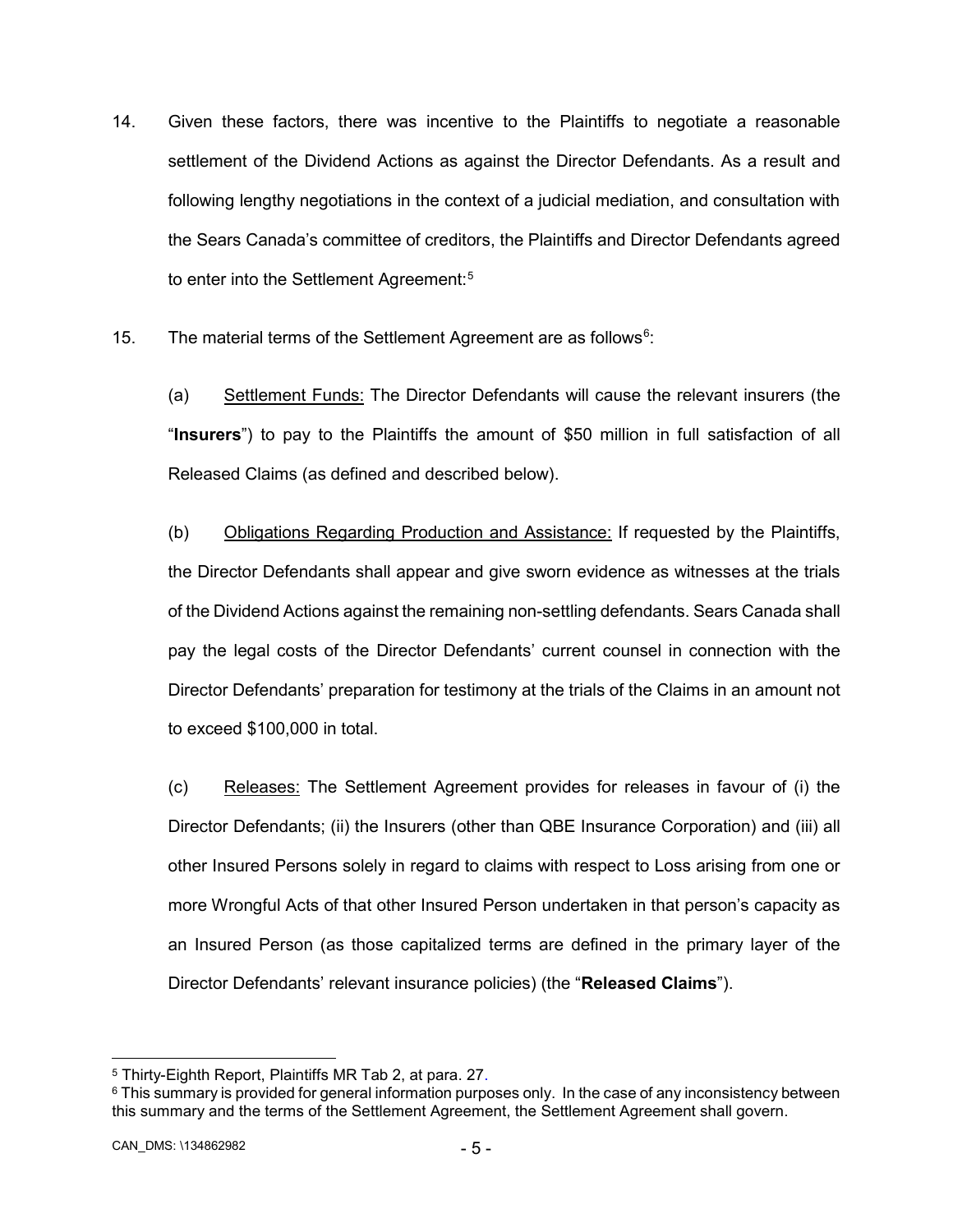14. Given these factors, there was incentive to the Plaintiffs to negotiate a reasonable settlement of the Dividend Actions as against the Director Defendants. As a result and following lengthy negotiations in the context of a judicial mediation, and consultation with the Sears Canada's committee of creditors, the Plaintiffs and Director Defendants agreed to enter into the Settlement Agreement:[5]

15. The material terms of the Settlement Agreement are as follows[6]:

(a) Settlement Funds: The Director Defendants will cause the relevant insurers (the "**Insurers**") to pay to the Plaintiffs the amount of $50 million in full satisfaction of all Released Claims (as defined and described below).

(b) Obligations Regarding Production and Assistance: If requested by the Plaintiffs, the Director Defendants shall appear and give sworn evidence as witnesses at the trials of the Dividend Actions against the remaining non-settling defendants. Sears Canada shall pay the legal costs of the Director Defendants' current counsel in connection with the Director Defendants' preparation for testimony at the trials of the Claims in an amount not to exceed $100,000 in total.

(c) Releases: The Settlement Agreement provides for releases in favour of (i) the Director Defendants; (ii) the Insurers (other than QBE Insurance Corporation) and (iii) all other Insured Persons solely in regard to claims with respect to Loss arising from one or more Wrongful Acts of that other Insured Person undertaken in that person's capacity as an Insured Person (as those capitalized terms are defined in the primary layer of the Director Defendants' relevant insurance policies) (the "**Released Claims**").

---

[5] Thirty-Eighth Report, Plaintiffs MR Tab 2, at para. 27.

[6] This summary is provided for general information purposes only. In the case of any inconsistency between this summary and the terms of the Settlement Agreement, the Settlement Agreement shall govern.

CAN_DMS: \134862982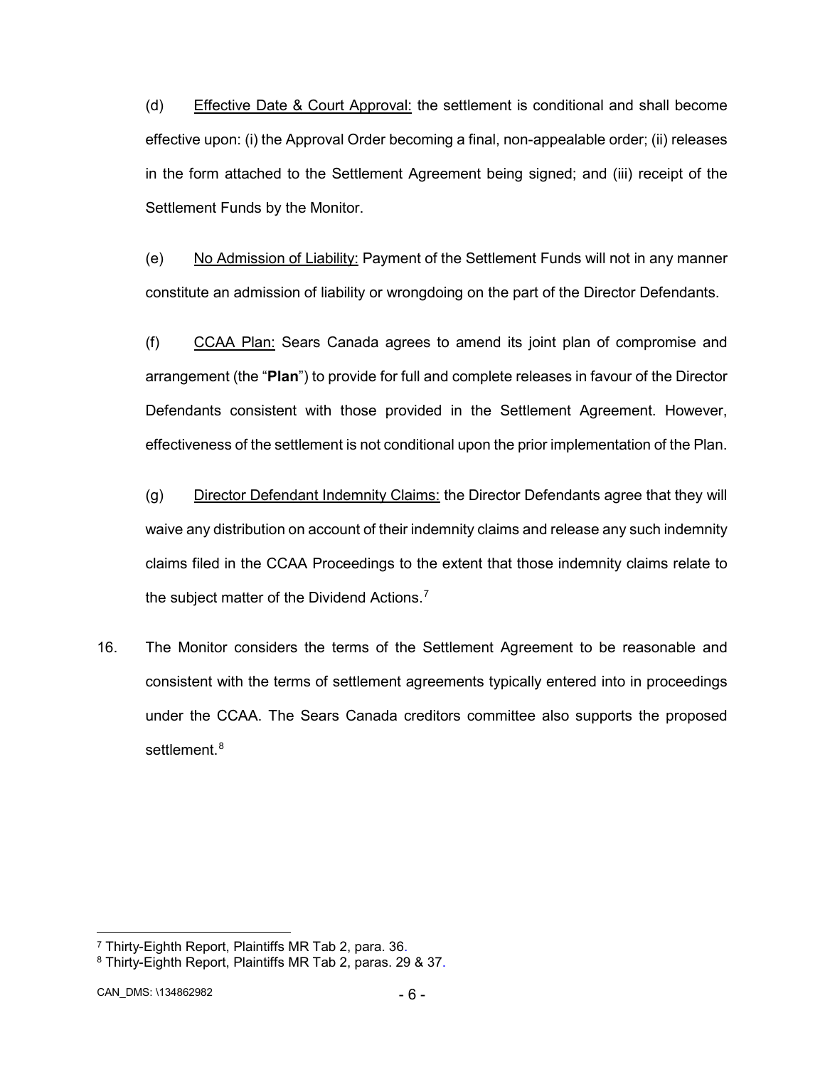(d) Effective Date & Court Approval: the settlement is conditional and shall become effective upon: (i) the Approval Order becoming a final, non-appealable order; (ii) releases in the form attached to the Settlement Agreement being signed; and (iii) receipt of the Settlement Funds by the Monitor.

(e) No Admission of Liability: Payment of the Settlement Funds will not in any manner constitute an admission of liability or wrongdoing on the part of the Director Defendants.

(f) CCAA Plan: Sears Canada agrees to amend its joint plan of compromise and arrangement (the "**Plan**") to provide for full and complete releases in favour of the Director Defendants consistent with those provided in the Settlement Agreement. However, effectiveness of the settlement is not conditional upon the prior implementation of the Plan.

(g) Director Defendant Indemnity Claims: the Director Defendants agree that they will waive any distribution on account of their indemnity claims and release any such indemnity claims filed in the CCAA Proceedings to the extent that those indemnity claims relate to the subject matter of the Dividend Actions.[7]

16. The Monitor considers the terms of the Settlement Agreement to be reasonable and consistent with the terms of settlement agreements typically entered into in proceedings under the CCAA. The Sears Canada creditors committee also supports the proposed settlement.[8]

---

[7] Thirty-Eighth Report, Plaintiffs MR Tab 2, para. 36.

[8] Thirty-Eighth Report, Plaintiffs MR Tab 2, paras. 29 & 37.

CAN_DMS: \134862982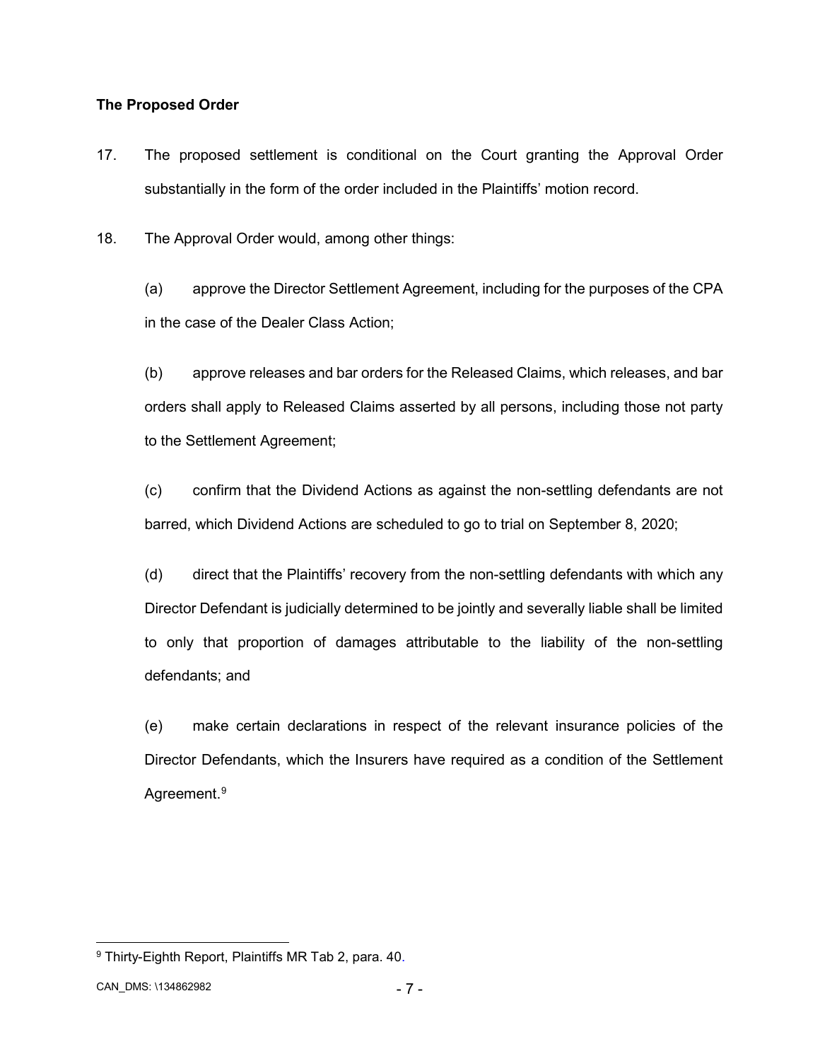### The Proposed Order

17. The proposed settlement is conditional on the Court granting the Approval Order substantially in the form of the order included in the Plaintiffs' motion record.

18. The Approval Order would, among other things:

    (a) approve the Director Settlement Agreement, including for the purposes of the CPA in the case of the Dealer Class Action;

    (b) approve releases and bar orders for the Released Claims, which releases, and bar orders shall apply to Released Claims asserted by all persons, including those not party to the Settlement Agreement;

    (c) confirm that the Dividend Actions as against the non-settling defendants are not barred, which Dividend Actions are scheduled to go to trial on September 8, 2020;

    (d) direct that the Plaintiffs' recovery from the non-settling defendants with which any Director Defendant is judicially determined to be jointly and severally liable shall be limited to only that proportion of damages attributable to the liability of the non-settling defendants; and

    (e) make certain declarations in respect of the relevant insurance policies of the Director Defendants, which the Insurers have required as a condition of the Settlement Agreement.[9]

---

[9] Thirty-Eighth Report, Plaintiffs MR Tab 2, para. 40.

CAN_DMS: \134862982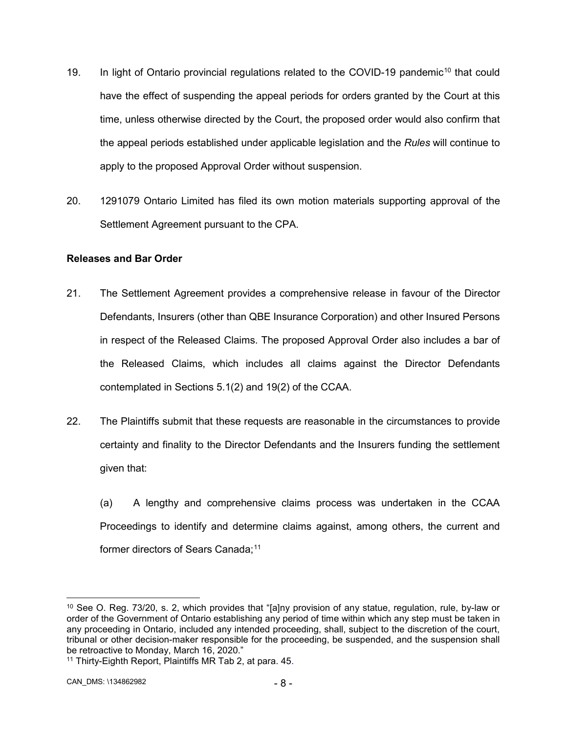19. In light of Ontario provincial regulations related to the COVID-19 pandemic[10] that could have the effect of suspending the appeal periods for orders granted by the Court at this time, unless otherwise directed by the Court, the proposed order would also confirm that the appeal periods established under applicable legislation and the *Rules* will continue to apply to the proposed Approval Order without suspension.

20. 1291079 Ontario Limited has filed its own motion materials supporting approval of the Settlement Agreement pursuant to the CPA.

**Releases and Bar Order**

21. The Settlement Agreement provides a comprehensive release in favour of the Director Defendants, Insurers (other than QBE Insurance Corporation) and other Insured Persons in respect of the Released Claims. The proposed Approval Order also includes a bar of the Released Claims, which includes all claims against the Director Defendants contemplated in Sections 5.1(2) and 19(2) of the CCAA.

22. The Plaintiffs submit that these requests are reasonable in the circumstances to provide certainty and finality to the Director Defendants and the Insurers funding the settlement given that:

   (a) A lengthy and comprehensive claims process was undertaken in the CCAA Proceedings to identify and determine claims against, among others, the current and former directors of Sears Canada;[11]

---

[10] See O. Reg. 73/20, s. 2, which provides that "[a]ny provision of any statue, regulation, rule, by-law or order of the Government of Ontario establishing any period of time within which any step must be taken in any proceeding in Ontario, included any intended proceeding, shall, subject to the discretion of the court, tribunal or other decision-maker responsible for the proceeding, be suspended, and the suspension shall be retroactive to Monday, March 16, 2020."

[11] Thirty-Eighth Report, Plaintiffs MR Tab 2, at para. 45.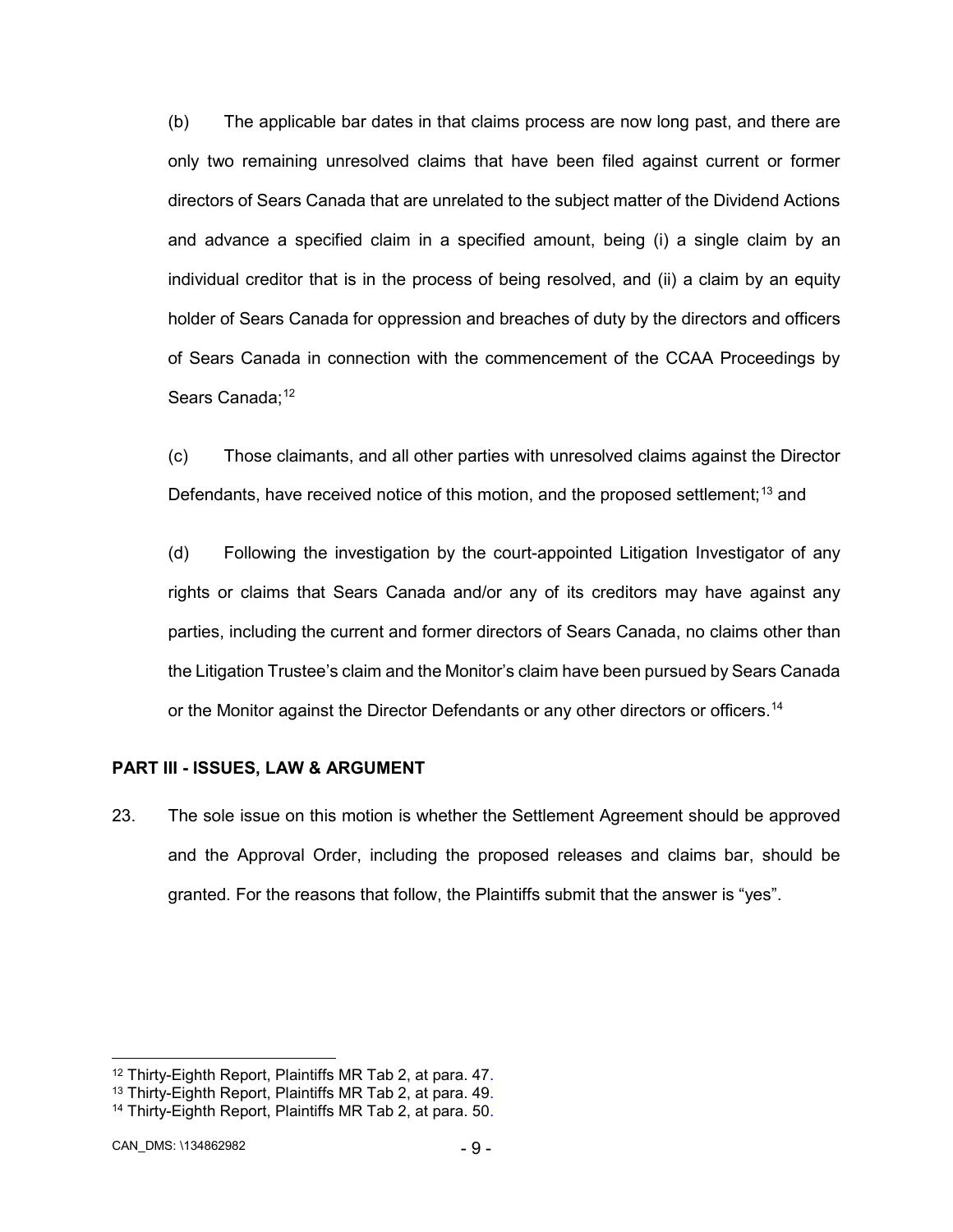(b) The applicable bar dates in that claims process are now long past, and there are only two remaining unresolved claims that have been filed against current or former directors of Sears Canada that are unrelated to the subject matter of the Dividend Actions and advance a specified claim in a specified amount, being (i) a single claim by an individual creditor that is in the process of being resolved, and (ii) a claim by an equity holder of Sears Canada for oppression and breaches of duty by the directors and officers of Sears Canada in connection with the commencement of the CCAA Proceedings by Sears Canada;[12]

(c) Those claimants, and all other parties with unresolved claims against the Director Defendants, have received notice of this motion, and the proposed settlement;[13] and

(d) Following the investigation by the court-appointed Litigation Investigator of any rights or claims that Sears Canada and/or any of its creditors may have against any parties, including the current and former directors of Sears Canada, no claims other than the Litigation Trustee's claim and the Monitor's claim have been pursued by Sears Canada or the Monitor against the Director Defendants or any other directors or officers.[14]

**PART III - ISSUES, LAW & ARGUMENT**

23. The sole issue on this motion is whether the Settlement Agreement should be approved and the Approval Order, including the proposed releases and claims bar, should be granted. For the reasons that follow, the Plaintiffs submit that the answer is "yes".

---

[12] Thirty-Eighth Report, Plaintiffs MR Tab 2, at para. 47.

[13] Thirty-Eighth Report, Plaintiffs MR Tab 2, at para. 49.

[14] Thirty-Eighth Report, Plaintiffs MR Tab 2, at para. 50.

CAN_DMS: \134862982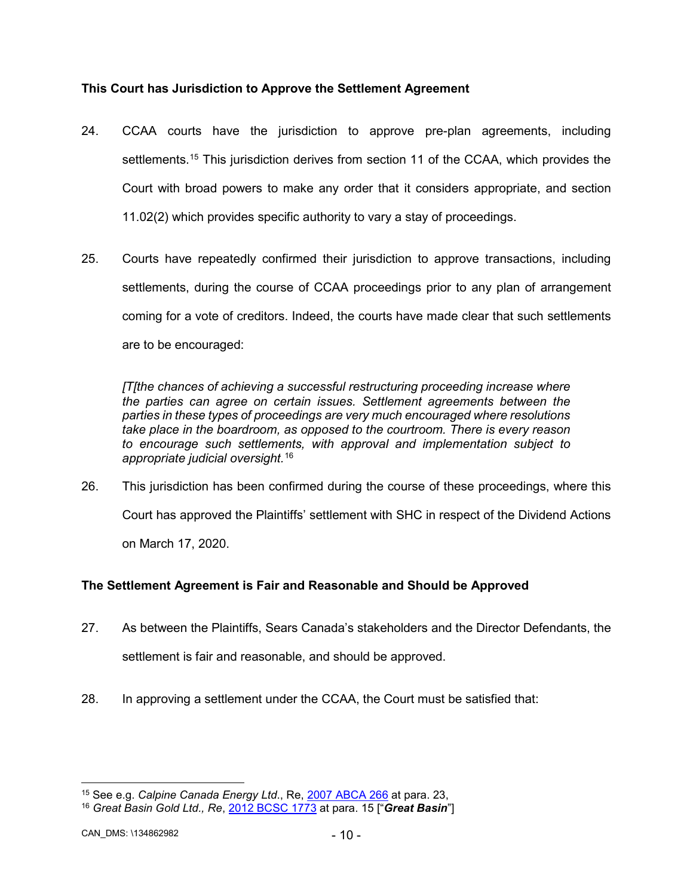### This Court has Jurisdiction to Approve the Settlement Agreement

24. CCAA courts have the jurisdiction to approve pre-plan agreements, including settlements.[15] This jurisdiction derives from section 11 of the CCAA, which provides the Court with broad powers to make any order that it considers appropriate, and section 11.02(2) which provides specific authority to vary a stay of proceedings.

25. Courts have repeatedly confirmed their jurisdiction to approve transactions, including settlements, during the course of CCAA proceedings prior to any plan of arrangement coming for a vote of creditors. Indeed, the courts have made clear that such settlements are to be encouraged:

> *[T[the chances of achieving a successful restructuring proceeding increase where the parties can agree on certain issues. Settlement agreements between the parties in these types of proceedings are very much encouraged where resolutions take place in the boardroom, as opposed to the courtroom. There is every reason to encourage such settlements, with approval and implementation subject to appropriate judicial oversight.*[16]

26. This jurisdiction has been confirmed during the course of these proceedings, where this Court has approved the Plaintiffs' settlement with SHC in respect of the Dividend Actions on March 17, 2020.

### The Settlement Agreement is Fair and Reasonable and Should be Approved

27. As between the Plaintiffs, Sears Canada's stakeholders and the Director Defendants, the settlement is fair and reasonable, and should be approved.

28. In approving a settlement under the CCAA, the Court must be satisfied that:

---

[15] See e.g. *Calpine Canada Energy Ltd.*, Re, 2007 ABCA 266 at para. 23,

[16] *Great Basin Gold Ltd., Re*, 2012 BCSC 1773 at para. 15 ["***Great Basin***"]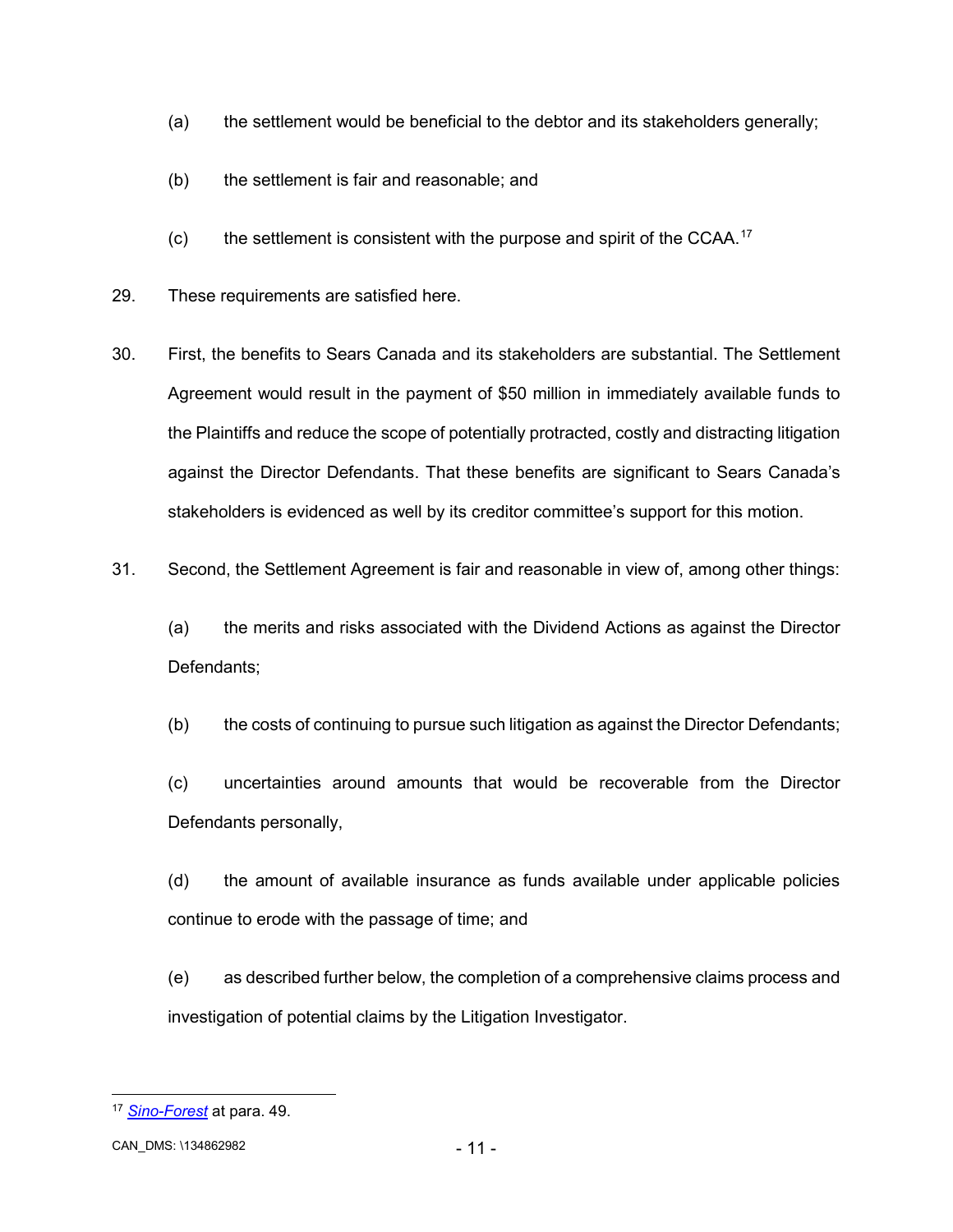(a) the settlement would be beneficial to the debtor and its stakeholders generally;

(b) the settlement is fair and reasonable; and

(c) the settlement is consistent with the purpose and spirit of the CCAA.[17]

29. These requirements are satisfied here.

30. First, the benefits to Sears Canada and its stakeholders are substantial. The Settlement Agreement would result in the payment of $50 million in immediately available funds to the Plaintiffs and reduce the scope of potentially protracted, costly and distracting litigation against the Director Defendants. That these benefits are significant to Sears Canada's stakeholders is evidenced as well by its creditor committee's support for this motion.

31. Second, the Settlement Agreement is fair and reasonable in view of, among other things:

(a) the merits and risks associated with the Dividend Actions as against the Director Defendants;

(b) the costs of continuing to pursue such litigation as against the Director Defendants;

(c) uncertainties around amounts that would be recoverable from the Director Defendants personally,

(d) the amount of available insurance as funds available under applicable policies continue to erode with the passage of time; and

(e) as described further below, the completion of a comprehensive claims process and investigation of potential claims by the Litigation Investigator.

---

[17] *Sino-Forest* at para. 49.

CAN_DMS: \134862982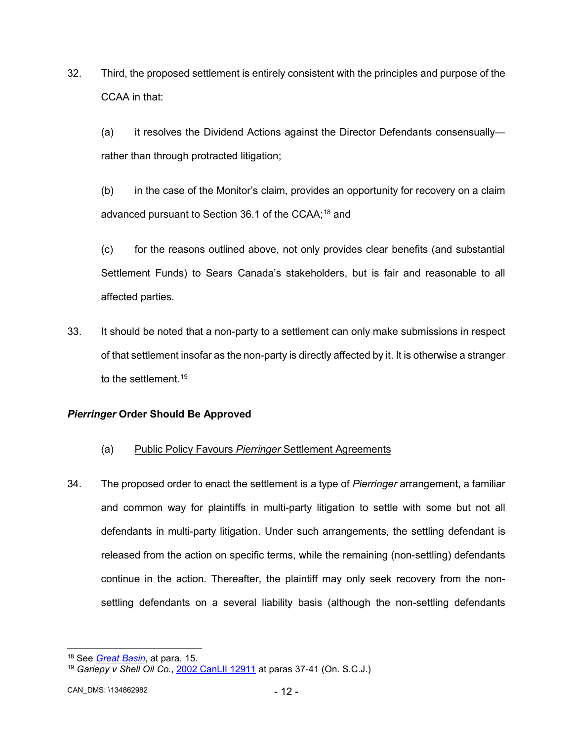32. Third, the proposed settlement is entirely consistent with the principles and purpose of the CCAA in that:

 (a) it resolves the Dividend Actions against the Director Defendants consensually—rather than through protracted litigation;

 (b) in the case of the Monitor's claim, provides an opportunity for recovery on a claim advanced pursuant to Section 36.1 of the CCAA;[18] and

 (c) for the reasons outlined above, not only provides clear benefits (and substantial Settlement Funds) to Sears Canada's stakeholders, but is fair and reasonable to all affected parties.

33. It should be noted that a non-party to a settlement can only make submissions in respect of that settlement insofar as the non-party is directly affected by it. It is otherwise a stranger to the settlement.[19]

### *Pierringer* Order Should Be Approved

#### (a) Public Policy Favours *Pierringer* Settlement Agreements

34. The proposed order to enact the settlement is a type of *Pierringer* arrangement, a familiar and common way for plaintiffs in multi-party litigation to settle with some but not all defendants in multi-party litigation. Under such arrangements, the settling defendant is released from the action on specific terms, while the remaining (non-settling) defendants continue in the action. Thereafter, the plaintiff may only seek recovery from the non-settling defendants on a several liability basis (although the non-settling defendants

---

[18] See *Great Basin*, at para. 15.

[19] *Gariepy v Shell Oil Co.*, 2002 CanLII 12911 at paras 37-41 (On. S.C.J.)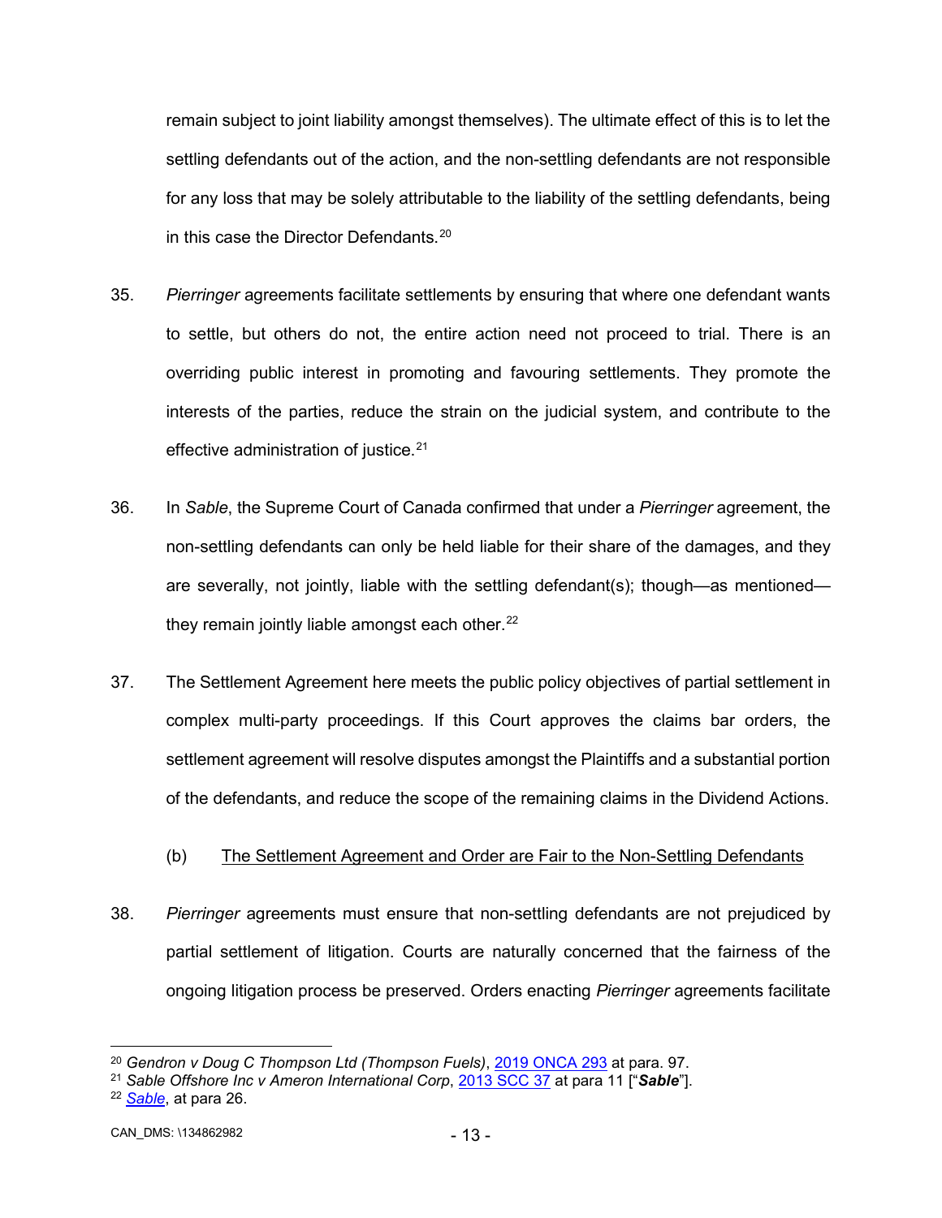remain subject to joint liability amongst themselves). The ultimate effect of this is to let the settling defendants out of the action, and the non-settling defendants are not responsible for any loss that may be solely attributable to the liability of the settling defendants, being in this case the Director Defendants.[20]

35. *Pierringer* agreements facilitate settlements by ensuring that where one defendant wants to settle, but others do not, the entire action need not proceed to trial. There is an overriding public interest in promoting and favouring settlements. They promote the interests of the parties, reduce the strain on the judicial system, and contribute to the effective administration of justice.[21]

36. In *Sable*, the Supreme Court of Canada confirmed that under a *Pierringer* agreement, the non-settling defendants can only be held liable for their share of the damages, and they are severally, not jointly, liable with the settling defendant(s); though—as mentioned—they remain jointly liable amongst each other.[22]

37. The Settlement Agreement here meets the public policy objectives of partial settlement in complex multi-party proceedings. If this Court approves the claims bar orders, the settlement agreement will resolve disputes amongst the Plaintiffs and a substantial portion of the defendants, and reduce the scope of the remaining claims in the Dividend Actions.

(b) The Settlement Agreement and Order are Fair to the Non-Settling Defendants

38. *Pierringer* agreements must ensure that non-settling defendants are not prejudiced by partial settlement of litigation. Courts are naturally concerned that the fairness of the ongoing litigation process be preserved. Orders enacting *Pierringer* agreements facilitate

---

[20] *Gendron v Doug C Thompson Ltd (Thompson Fuels)*, 2019 ONCA 293 at para. 97.

[21] *Sable Offshore Inc v Ameron International Corp*, 2013 SCC 37 at para 11 ["***Sable***"].

[22] *Sable*, at para 26.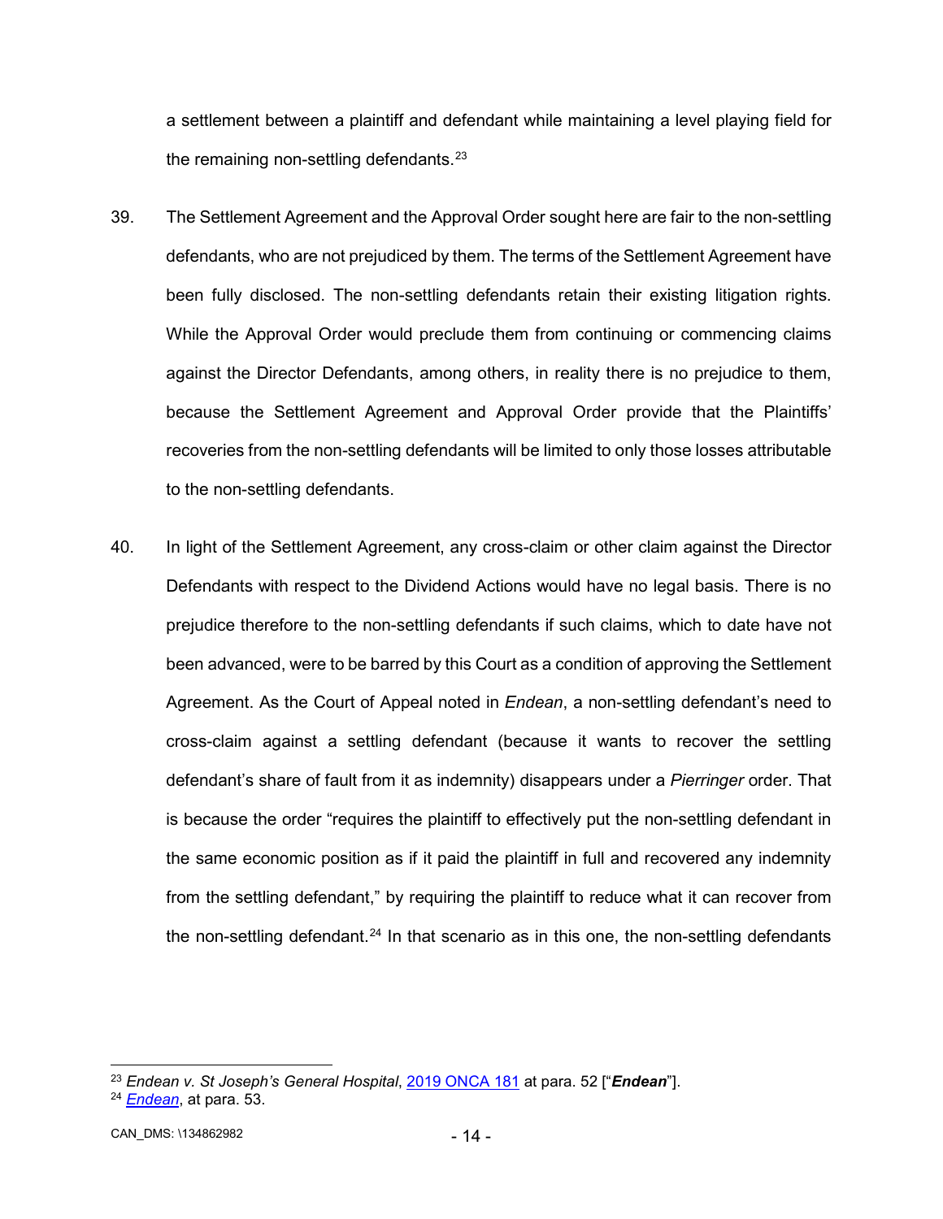a settlement between a plaintiff and defendant while maintaining a level playing field for the remaining non-settling defendants.[23]

39. The Settlement Agreement and the Approval Order sought here are fair to the non-settling defendants, who are not prejudiced by them. The terms of the Settlement Agreement have been fully disclosed. The non-settling defendants retain their existing litigation rights. While the Approval Order would preclude them from continuing or commencing claims against the Director Defendants, among others, in reality there is no prejudice to them, because the Settlement Agreement and Approval Order provide that the Plaintiffs' recoveries from the non-settling defendants will be limited to only those losses attributable to the non-settling defendants.

40. In light of the Settlement Agreement, any cross-claim or other claim against the Director Defendants with respect to the Dividend Actions would have no legal basis. There is no prejudice therefore to the non-settling defendants if such claims, which to date have not been advanced, were to be barred by this Court as a condition of approving the Settlement Agreement. As the Court of Appeal noted in *Endean*, a non-settling defendant's need to cross-claim against a settling defendant (because it wants to recover the settling defendant's share of fault from it as indemnity) disappears under a *Pierringer* order. That is because the order "requires the plaintiff to effectively put the non-settling defendant in the same economic position as if it paid the plaintiff in full and recovered any indemnity from the settling defendant," by requiring the plaintiff to reduce what it can recover from the non-settling defendant.[24] In that scenario as in this one, the non-settling defendants

---

[23] *Endean v. St Joseph's General Hospital*, 2019 ONCA 181 at para. 52 ["***Endean***"].

[24] *Endean*, at para. 53.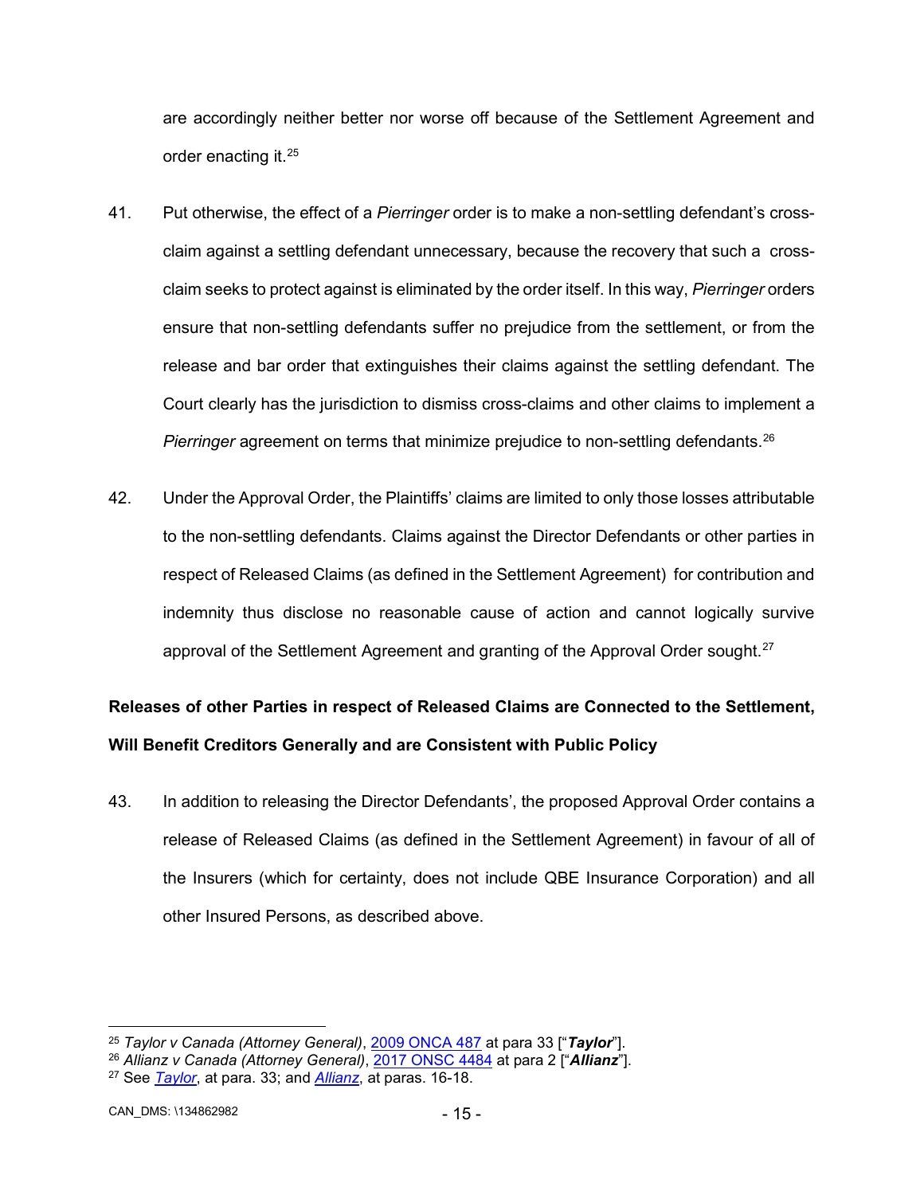are accordingly neither better nor worse off because of the Settlement Agreement and order enacting it.[25]

41. Put otherwise, the effect of a *Pierringer* order is to make a non-settling defendant's cross-claim against a settling defendant unnecessary, because the recovery that such a cross-claim seeks to protect against is eliminated by the order itself. In this way, *Pierringer* orders ensure that non-settling defendants suffer no prejudice from the settlement, or from the release and bar order that extinguishes their claims against the settling defendant. The Court clearly has the jurisdiction to dismiss cross-claims and other claims to implement a *Pierringer* agreement on terms that minimize prejudice to non-settling defendants.[26]

42. Under the Approval Order, the Plaintiffs' claims are limited to only those losses attributable to the non-settling defendants. Claims against the Director Defendants or other parties in respect of Released Claims (as defined in the Settlement Agreement) for contribution and indemnity thus disclose no reasonable cause of action and cannot logically survive approval of the Settlement Agreement and granting of the Approval Order sought.[27]

**Releases of other Parties in respect of Released Claims are Connected to the Settlement, Will Benefit Creditors Generally and are Consistent with Public Policy**

43. In addition to releasing the Director Defendants', the proposed Approval Order contains a release of Released Claims (as defined in the Settlement Agreement) in favour of all of the Insurers (which for certainty, does not include QBE Insurance Corporation) and all other Insured Persons, as described above.

---

[25] *Taylor v Canada (Attorney General)*, 2009 ONCA 487 at para 33 ["***Taylor***"].
[26] *Allianz v Canada (Attorney General)*, 2017 ONSC 4484 at para 2 ["***Allianz***"].
[27] See *Taylor*, at para. 33; and *Allianz*, at paras. 16-18.

CAN_DMS: \134862982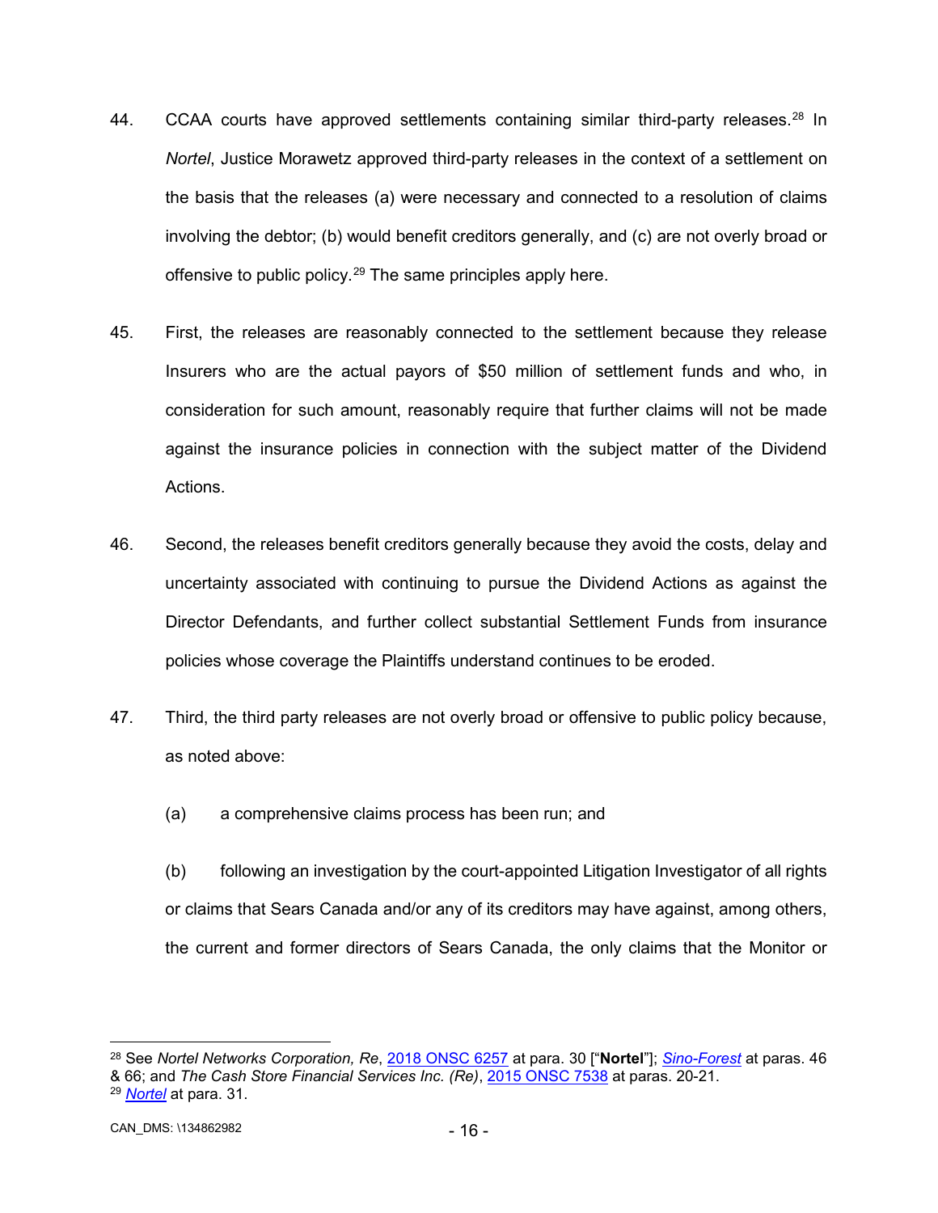44. CCAA courts have approved settlements containing similar third-party releases.[28] In *Nortel*, Justice Morawetz approved third-party releases in the context of a settlement on the basis that the releases (a) were necessary and connected to a resolution of claims involving the debtor; (b) would benefit creditors generally, and (c) are not overly broad or offensive to public policy.[29] The same principles apply here.

45. First, the releases are reasonably connected to the settlement because they release Insurers who are the actual payors of $50 million of settlement funds and who, in consideration for such amount, reasonably require that further claims will not be made against the insurance policies in connection with the subject matter of the Dividend Actions.

46. Second, the releases benefit creditors generally because they avoid the costs, delay and uncertainty associated with continuing to pursue the Dividend Actions as against the Director Defendants, and further collect substantial Settlement Funds from insurance policies whose coverage the Plaintiffs understand continues to be eroded.

47. Third, the third party releases are not overly broad or offensive to public policy because, as noted above:

(a) a comprehensive claims process has been run; and

(b) following an investigation by the court-appointed Litigation Investigator of all rights or claims that Sears Canada and/or any of its creditors may have against, among others, the current and former directors of Sears Canada, the only claims that the Monitor or

---

[28] See *Nortel Networks Corporation, Re*, 2018 ONSC 6257 at para. 30 ["**Nortel**"]; *Sino-Forest* at paras. 46 & 66; and *The Cash Store Financial Services Inc. (Re)*, 2015 ONSC 7538 at paras. 20-21.

[29] *Nortel* at para. 31.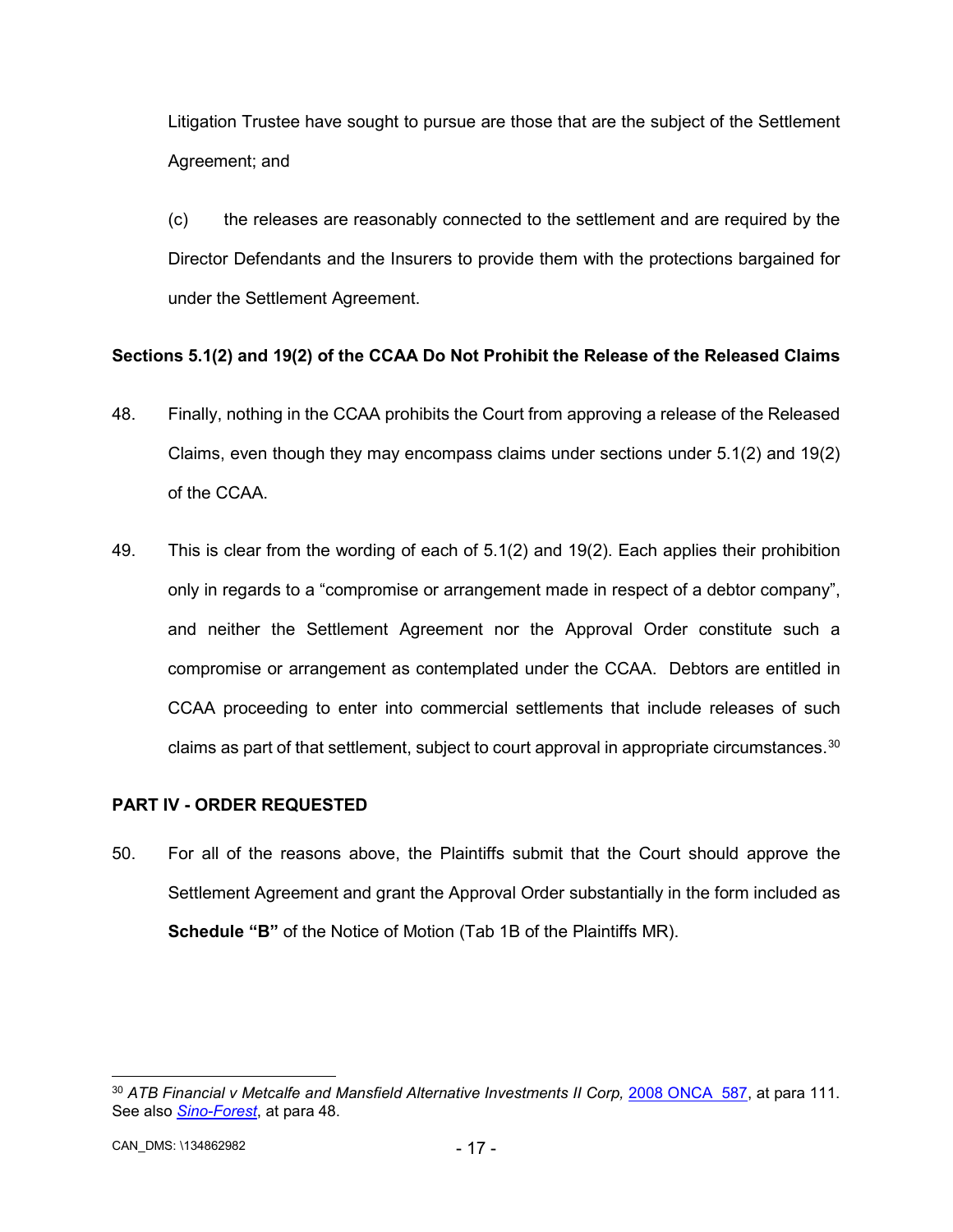Litigation Trustee have sought to pursue are those that are the subject of the Settlement Agreement; and

(c) the releases are reasonably connected to the settlement and are required by the Director Defendants and the Insurers to provide them with the protections bargained for under the Settlement Agreement.

**Sections 5.1(2) and 19(2) of the CCAA Do Not Prohibit the Release of the Released Claims**

48. Finally, nothing in the CCAA prohibits the Court from approving a release of the Released Claims, even though they may encompass claims under sections under 5.1(2) and 19(2) of the CCAA.

49. This is clear from the wording of each of 5.1(2) and 19(2). Each applies their prohibition only in regards to a "compromise or arrangement made in respect of a debtor company", and neither the Settlement Agreement nor the Approval Order constitute such a compromise or arrangement as contemplated under the CCAA. Debtors are entitled in CCAA proceeding to enter into commercial settlements that include releases of such claims as part of that settlement, subject to court approval in appropriate circumstances.[30]

**PART IV - ORDER REQUESTED**

50. For all of the reasons above, the Plaintiffs submit that the Court should approve the Settlement Agreement and grant the Approval Order substantially in the form included as **Schedule "B"** of the Notice of Motion (Tab 1B of the Plaintiffs MR).

---

[30] *ATB Financial v Metcalfe and Mansfield Alternative Investments II Corp,* 2008 ONCA 587, at para 111. See also *Sino-Forest*, at para 48.

CAN_DMS: \134862982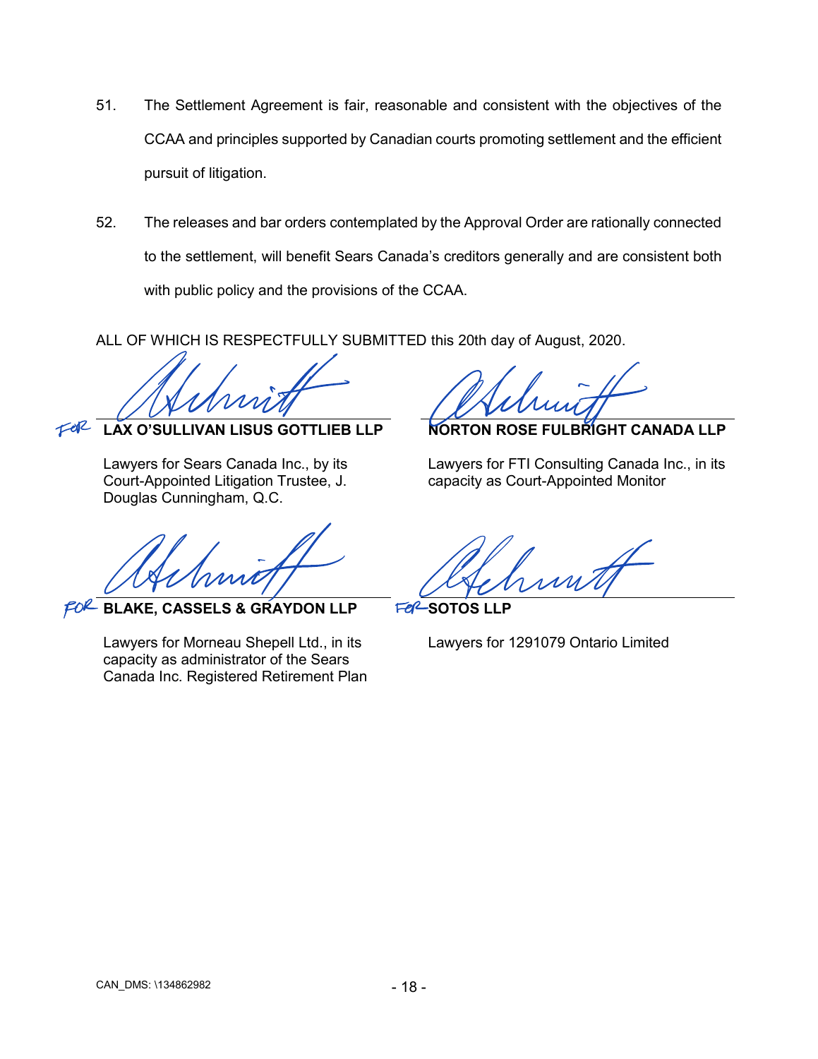51. The Settlement Agreement is fair, reasonable and consistent with the objectives of the CCAA and principles supported by Canadian courts promoting settlement and the efficient pursuit of litigation.

52. The releases and bar orders contemplated by the Approval Order are rationally connected to the settlement, will benefit Sears Canada's creditors generally and are consistent both with public policy and the provisions of the CCAA.

ALL OF WHICH IS RESPECTFULLY SUBMITTED this 20th day of August, 2020.

FOR **LAX O'SULLIVAN LISUS GOTTLIEB LLP**

Lawyers for Sears Canada Inc., by its Court-Appointed Litigation Trustee, J. Douglas Cunningham, Q.C.

**NORTON ROSE FULBRIGHT CANADA LLP**

Lawyers for FTI Consulting Canada Inc., in its capacity as Court-Appointed Monitor

FOR **BLAKE, CASSELS & GRAYDON LLP**

Lawyers for Morneau Shepell Ltd., in its capacity as administrator of the Sears Canada Inc. Registered Retirement Plan

FOR **SOTOS LLP**

Lawyers for 1291079 Ontario Limited

CAN_DMS: \134862982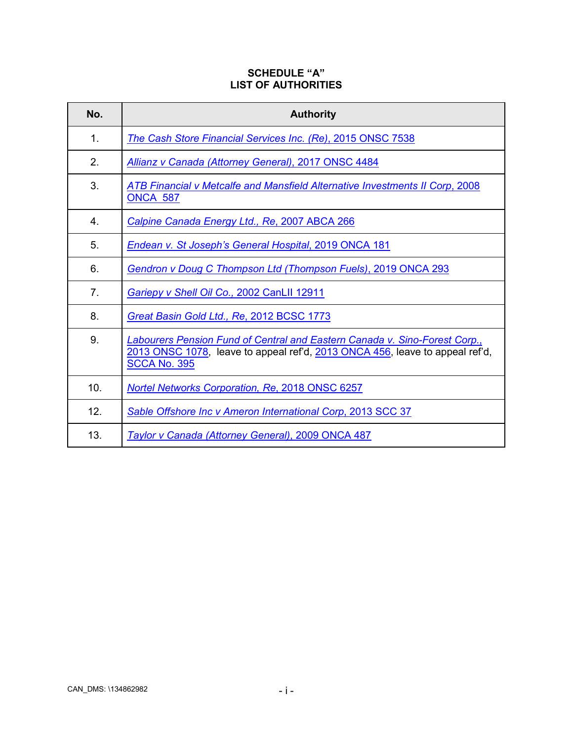**SCHEDULE "A"**
**LIST OF AUTHORITIES**

| No. | Authority |
|---|---|
| 1. | *The Cash Store Financial Services Inc. (Re)*, 2015 ONSC 7538 |
| 2. | *Allianz v Canada (Attorney General)*, 2017 ONSC 4484 |
| 3. | *ATB Financial v Metcalfe and Mansfield Alternative Investments II Corp*, 2008 ONCA 587 |
| 4. | *Calpine Canada Energy Ltd., Re*, 2007 ABCA 266 |
| 5. | *Endean v. St Joseph's General Hospital*, 2019 ONCA 181 |
| 6. | *Gendron v Doug C Thompson Ltd (Thompson Fuels)*, 2019 ONCA 293 |
| 7. | *Gariepy v Shell Oil Co.*, 2002 CanLII 12911 |
| 8. | *Great Basin Gold Ltd., Re*, 2012 BCSC 1773 |
| 9. | *Labourers Pension Fund of Central and Eastern Canada v. Sino-Forest Corp.*, 2013 ONSC 1078, leave to appeal ref'd, 2013 ONCA 456, leave to appeal ref'd, SCCA No. 395 |
| 10. | *Nortel Networks Corporation, Re*, 2018 ONSC 6257 |
| 12. | *Sable Offshore Inc v Ameron International Corp*, 2013 SCC 37 |
| 13. | *Taylor v Canada (Attorney General)*, 2009 ONCA 487 |

CAN_DMS: \134862982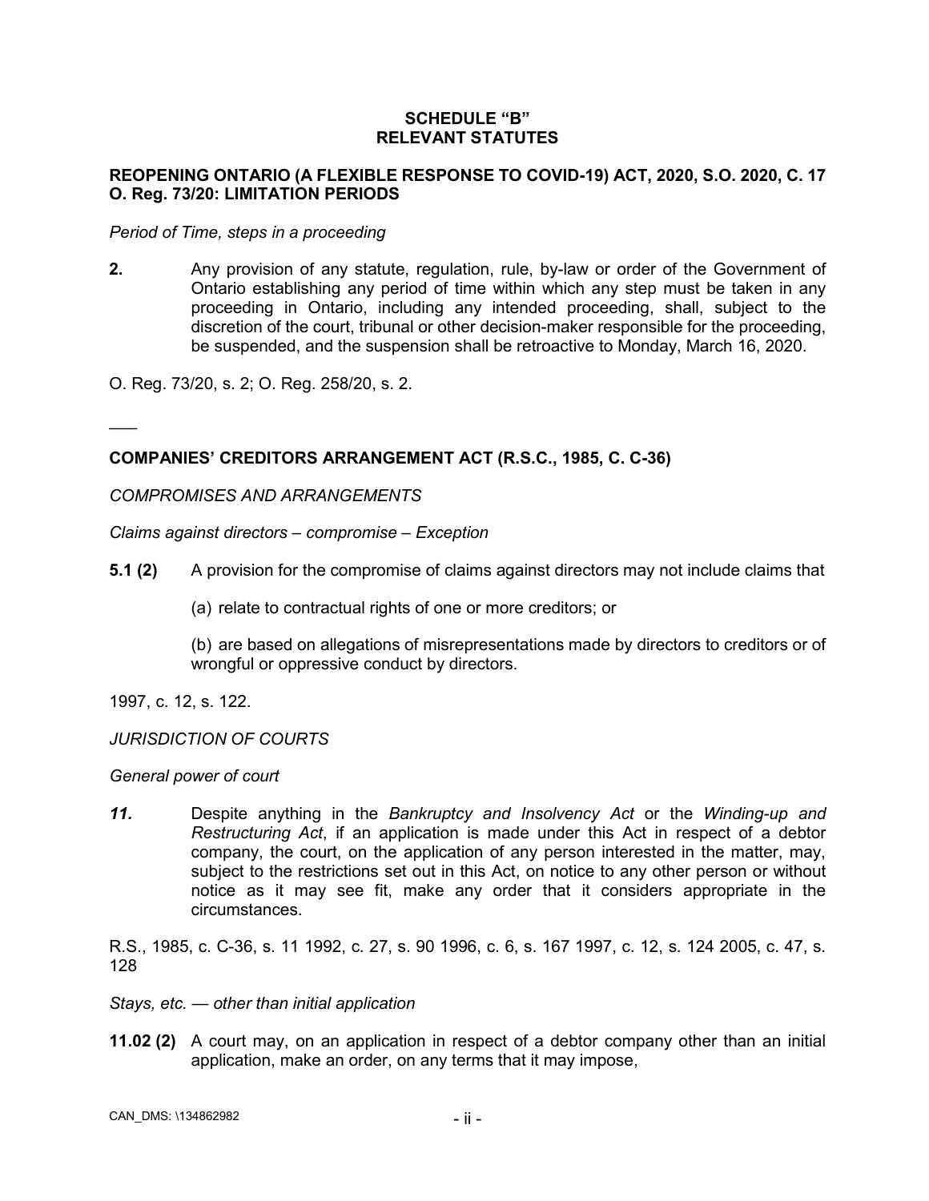## SCHEDULE "B"
## RELEVANT STATUTES

**REOPENING ONTARIO (A FLEXIBLE RESPONSE TO COVID-19) ACT, 2020, S.O. 2020, C. 17 O. Reg. 73/20: LIMITATION PERIODS**

*Period of Time, steps in a proceeding*

**2.** Any provision of any statute, regulation, rule, by-law or order of the Government of Ontario establishing any period of time within which any step must be taken in any proceeding in Ontario, including any intended proceeding, shall, subject to the discretion of the court, tribunal or other decision-maker responsible for the proceeding, be suspended, and the suspension shall be retroactive to Monday, March 16, 2020.

O. Reg. 73/20, s. 2; O. Reg. 258/20, s. 2.

___

**COMPANIES' CREDITORS ARRANGEMENT ACT (R.S.C., 1985, C. C-36)**

*COMPROMISES AND ARRANGEMENTS*

*Claims against directors – compromise – Exception*

**5.1 (2)** A provision for the compromise of claims against directors may not include claims that

(a) relate to contractual rights of one or more creditors; or

(b) are based on allegations of misrepresentations made by directors to creditors or of wrongful or oppressive conduct by directors.

1997, c. 12, s. 122.

*JURISDICTION OF COURTS*

*General power of court*

***11.*** Despite anything in the *Bankruptcy and Insolvency Act* or the *Winding-up and Restructuring Act*, if an application is made under this Act in respect of a debtor company, the court, on the application of any person interested in the matter, may, subject to the restrictions set out in this Act, on notice to any other person or without notice as it may see fit, make any order that it considers appropriate in the circumstances.

R.S., 1985, c. C-36, s. 11 1992, c. 27, s. 90 1996, c. 6, s. 167 1997, c. 12, s. 124 2005, c. 47, s. 128

*Stays, etc. — other than initial application*

**11.02 (2)** A court may, on an application in respect of a debtor company other than an initial application, make an order, on any terms that it may impose,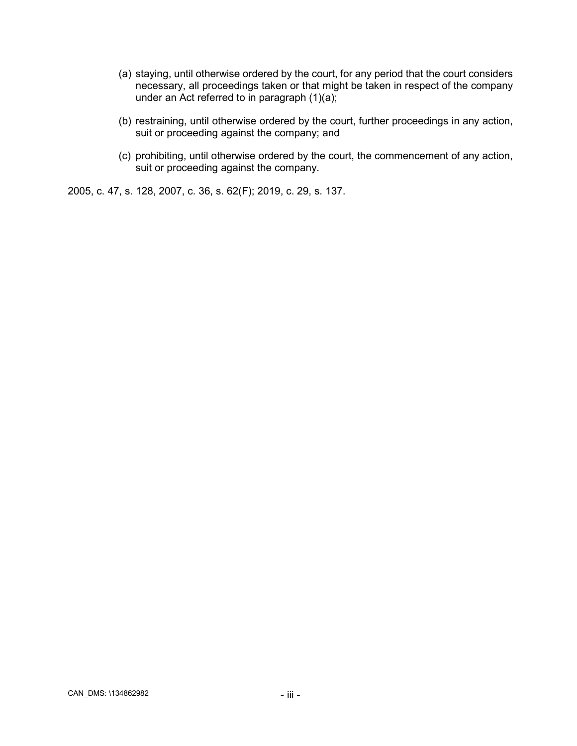(a) staying, until otherwise ordered by the court, for any period that the court considers necessary, all proceedings taken or that might be taken in respect of the company under an Act referred to in paragraph (1)(a);

(b) restraining, until otherwise ordered by the court, further proceedings in any action, suit or proceeding against the company; and

(c) prohibiting, until otherwise ordered by the court, the commencement of any action, suit or proceeding against the company.

2005, c. 47, s. 128, 2007, c. 36, s. 62(F); 2019, c. 29, s. 137.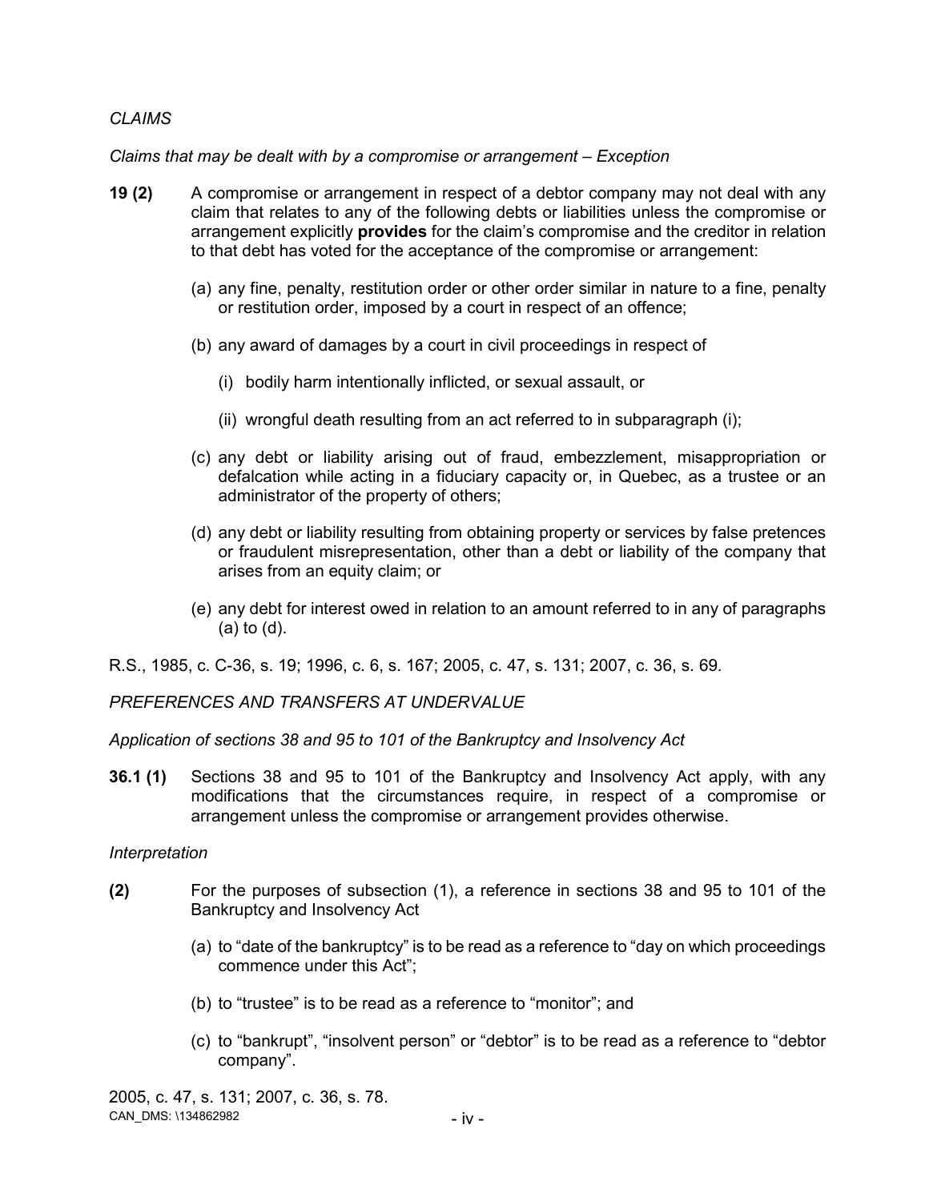*CLAIMS*

*Claims that may be dealt with by a compromise or arrangement – Exception*

**19 (2)** A compromise or arrangement in respect of a debtor company may not deal with any claim that relates to any of the following debts or liabilities unless the compromise or arrangement explicitly **provides** for the claim's compromise and the creditor in relation to that debt has voted for the acceptance of the compromise or arrangement:

(a) any fine, penalty, restitution order or other order similar in nature to a fine, penalty or restitution order, imposed by a court in respect of an offence;

(b) any award of damages by a court in civil proceedings in respect of

(i) bodily harm intentionally inflicted, or sexual assault, or

(ii) wrongful death resulting from an act referred to in subparagraph (i);

(c) any debt or liability arising out of fraud, embezzlement, misappropriation or defalcation while acting in a fiduciary capacity or, in Quebec, as a trustee or an administrator of the property of others;

(d) any debt or liability resulting from obtaining property or services by false pretences or fraudulent misrepresentation, other than a debt or liability of the company that arises from an equity claim; or

(e) any debt for interest owed in relation to an amount referred to in any of paragraphs (a) to (d).

R.S., 1985, c. C-36, s. 19; 1996, c. 6, s. 167; 2005, c. 47, s. 131; 2007, c. 36, s. 69.

*PREFERENCES AND TRANSFERS AT UNDERVALUE*

*Application of sections 38 and 95 to 101 of the Bankruptcy and Insolvency Act*

**36.1 (1)** Sections 38 and 95 to 101 of the Bankruptcy and Insolvency Act apply, with any modifications that the circumstances require, in respect of a compromise or arrangement unless the compromise or arrangement provides otherwise.

*Interpretation*

**(2)** For the purposes of subsection (1), a reference in sections 38 and 95 to 101 of the Bankruptcy and Insolvency Act

(a) to "date of the bankruptcy" is to be read as a reference to "day on which proceedings commence under this Act";

(b) to "trustee" is to be read as a reference to "monitor"; and

(c) to "bankrupt", "insolvent person" or "debtor" is to be read as a reference to "debtor company".

2005, c. 47, s. 131; 2007, c. 36, s. 78.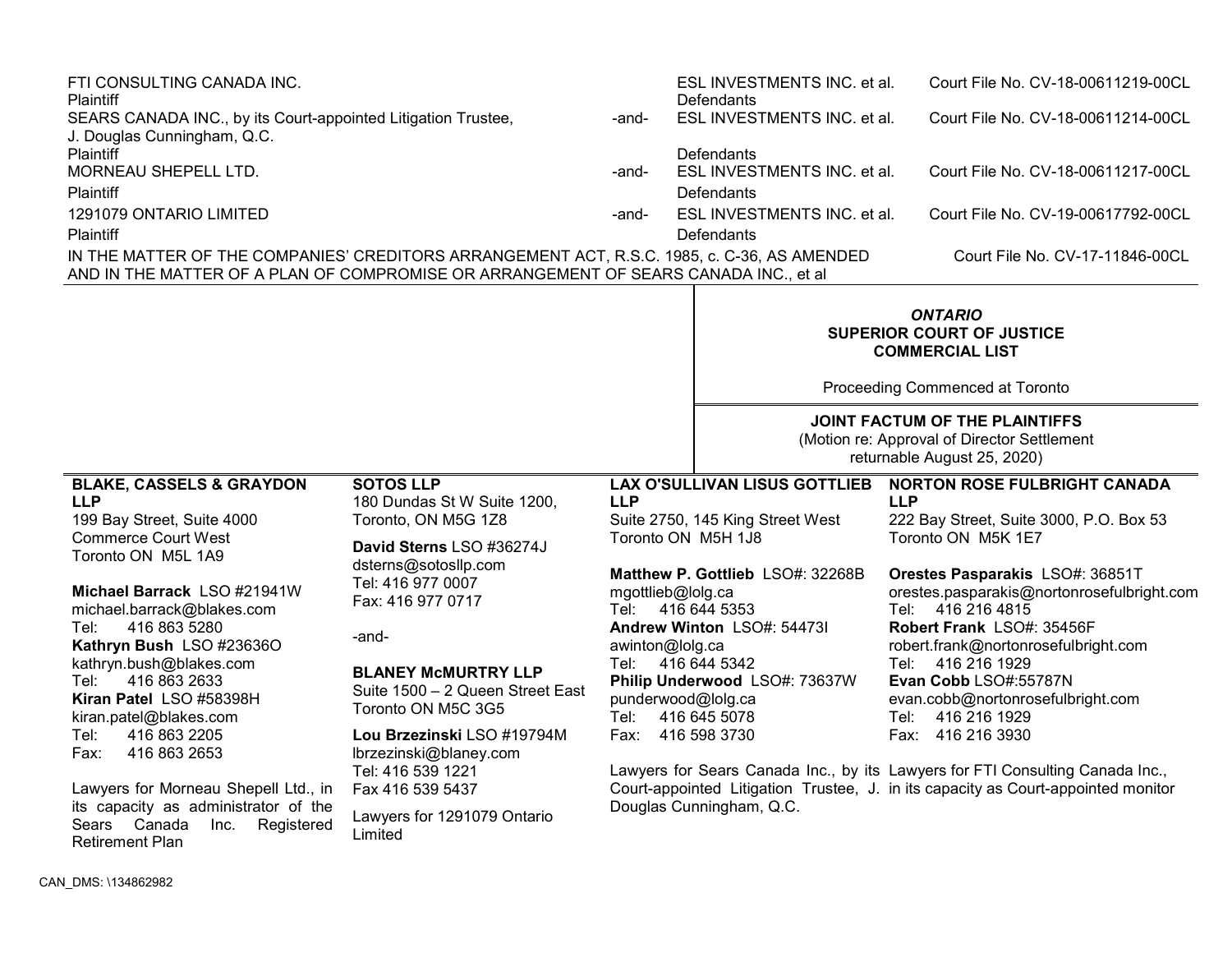| | | | |
|---|---|---|---|
| FTI CONSULTING CANADA INC.<br>Plaintiff | | ESL INVESTMENTS INC. et al.<br>Defendants | Court File No. CV-18-00611219-00CL |
| SEARS CANADA INC., by its Court-appointed Litigation Trustee, J. Douglas Cunningham, Q.C.<br>Plaintiff | -and- | ESL INVESTMENTS INC. et al.<br>Defendants | Court File No. CV-18-00611214-00CL |
| MORNEAU SHEPELL LTD.<br>Plaintiff | -and- | ESL INVESTMENTS INC. et al.<br>Defendants | Court File No. CV-18-00611217-00CL |
| 1291079 ONTARIO LIMITED<br>Plaintiff | -and- | ESL INVESTMENTS INC. et al.<br>Defendants | Court File No. CV-19-00617792-00CL |

IN THE MATTER OF THE COMPANIES' CREDITORS ARRANGEMENT ACT, R.S.C. 1985, c. C-36, AS AMENDED
AND IN THE MATTER OF A PLAN OF COMPROMISE OR ARRANGEMENT OF SEARS CANADA INC., et al

Court File No. CV-17-11846-00CL

***ONTARIO***
**SUPERIOR COURT OF JUSTICE**
**COMMERCIAL LIST**

Proceeding Commenced at Toronto

**JOINT FACTUM OF THE PLAINTIFFS**
(Motion re: Approval of Director Settlement
returnable August 25, 2020)

**BLAKE, CASSELS & GRAYDON LLP**
199 Bay Street, Suite 4000
Commerce Court West
Toronto ON M5L 1A9

**Michael Barrack** LSO #21941W
michael.barrack@blakes.com
Tel: 416 863 5280
**Kathryn Bush** LSO #23636O
kathryn.bush@blakes.com
Tel: 416 863 2633
**Kiran Patel** LSO #58398H
kiran.patel@blakes.com
Tel: 416 863 2205
Fax: 416 863 2653

Lawyers for Morneau Shepell Ltd., in its capacity as administrator of the Sears Canada Inc. Registered Retirement Plan

**SOTOS LLP**
180 Dundas St W Suite 1200,
Toronto, ON M5G 1Z8

**David Sterns** LSO #36274J
dsterns@sotosllp.com
Tel: 416 977 0007
Fax: 416 977 0717

-and-

**BLANEY McMURTRY LLP**
Suite 1500 – 2 Queen Street East
Toronto ON M5C 3G5

**Lou Brzezinski** LSO #19794M
lbrzezinski@blaney.com
Tel: 416 539 1221
Fax 416 539 5437

Lawyers for 1291079 Ontario Limited

**LAX O'SULLIVAN LISUS GOTTLIEB LLP**
Suite 2750, 145 King Street West
Toronto ON M5H 1J8

**Matthew P. Gottlieb** LSO#: 32268B
mgottlieb@lolg.ca
Tel: 416 644 5353
**Andrew Winton** LSO#: 54473I
awinton@lolg.ca
Tel: 416 644 5342
**Philip Underwood** LSO#: 73637W
punderwood@lolg.ca
Tel: 416 645 5078
Fax: 416 598 3730

Lawyers for Sears Canada Inc., by its Court-appointed Litigation Trustee, J. Douglas Cunningham, Q.C.

**NORTON ROSE FULBRIGHT CANADA LLP**
222 Bay Street, Suite 3000, P.O. Box 53
Toronto ON M5K 1E7

**Orestes Pasparakis** LSO#: 36851T
orestes.pasparakis@nortonrosefulbright.com
Tel: 416 216 4815
**Robert Frank** LSO#: 35456F
robert.frank@nortonrosefulbright.com
Tel: 416 216 1929
**Evan Cobb** LSO#:55787N
evan.cobb@nortonrosefulbright.com
Tel: 416 216 1929
Fax: 416 216 3930

Lawyers for FTI Consulting Canada Inc., in its capacity as Court-appointed monitor

CAN_DMS: \134862982